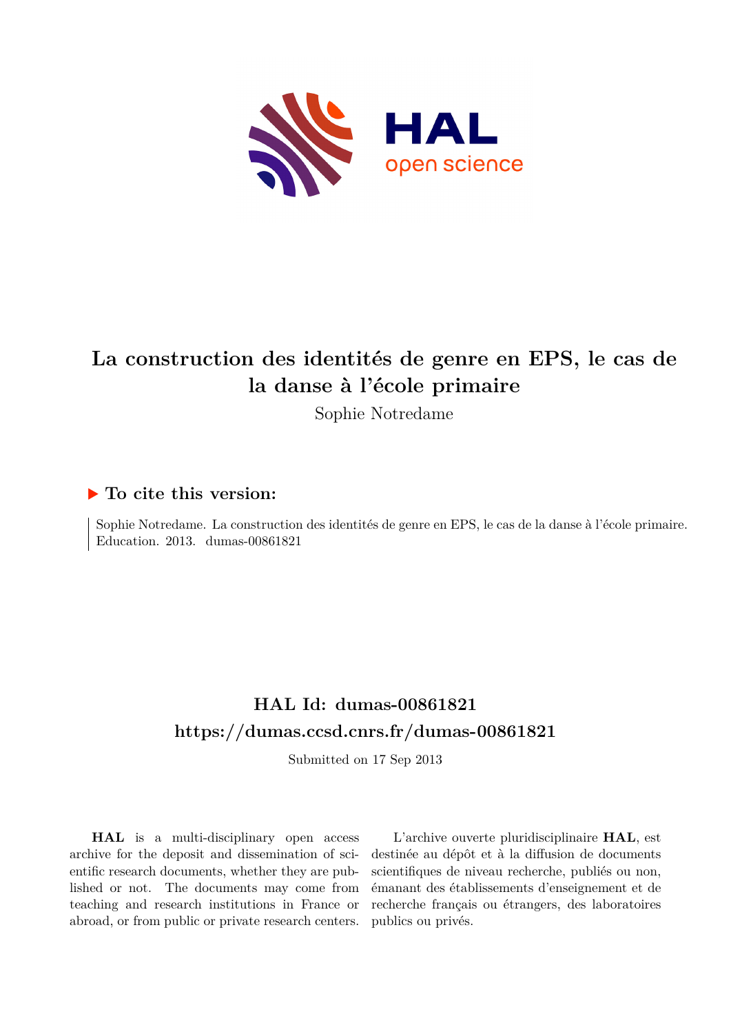# La construction des identités de genre en EPS, le cas de la danse à l'école primaire

Sophie Notredame

## ▶ To cite this version:

Sophie Notredame. La construction des identités de genre en EPS, le cas de la danse à l'école primaire. Education. 2013. dumas-00861821

## HAL Id: dumas-00861821
## https://dumas.ccsd.cnrs.fr/dumas-00861821

Submitted on 17 Sep 2013

**HAL** is a multi-disciplinary open access archive for the deposit and dissemination of scientific research documents, whether they are published or not. The documents may come from teaching and research institutions in France or abroad, or from public or private research centers.

L'archive ouverte pluridisciplinaire **HAL**, est destinée au dépôt et à la diffusion de documents scientifiques de niveau recherche, publiés ou non, émanant des établissements d'enseignement et de recherche français ou étrangers, des laboratoires publics ou privés.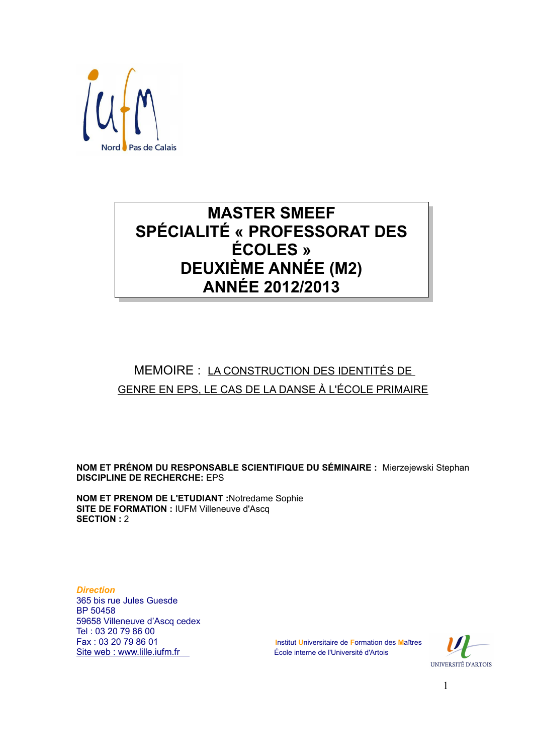iufm Nord Pas de Calais

# MASTER SMEEF
# SPÉCIALITÉ « PROFESSORAT DES ÉCOLES »
# DEUXIÈME ANNÉE (M2)
# ANNÉE 2012/2013

MEMOIRE : LA CONSTRUCTION DES IDENTITÉS DE GENRE EN EPS, LE CAS DE LA DANSE À L'ÉCOLE PRIMAIRE

**NOM ET PRÉNOM DU RESPONSABLE SCIENTIFIQUE DU SÉMINAIRE :** Mierzejewski Stephan
**DISCIPLINE DE RECHERCHE:** EPS

**NOM ET PRENOM DE L'ETUDIANT :**Notredame Sophie
**SITE DE FORMATION :** IUFM Villeneuve d'Ascq
**SECTION :** 2

*Direction*
365 bis rue Jules Guesde
BP 50458
59658 Villeneuve d'Ascq cedex
Tel : 03 20 79 86 00
Fax : 03 20 79 86 01
Site web : www.lille.iufm.fr

Institut Universitaire de Formation des Maîtres
École interne de l'Université d'Artois

UNIVERSITÉ D'ARTOIS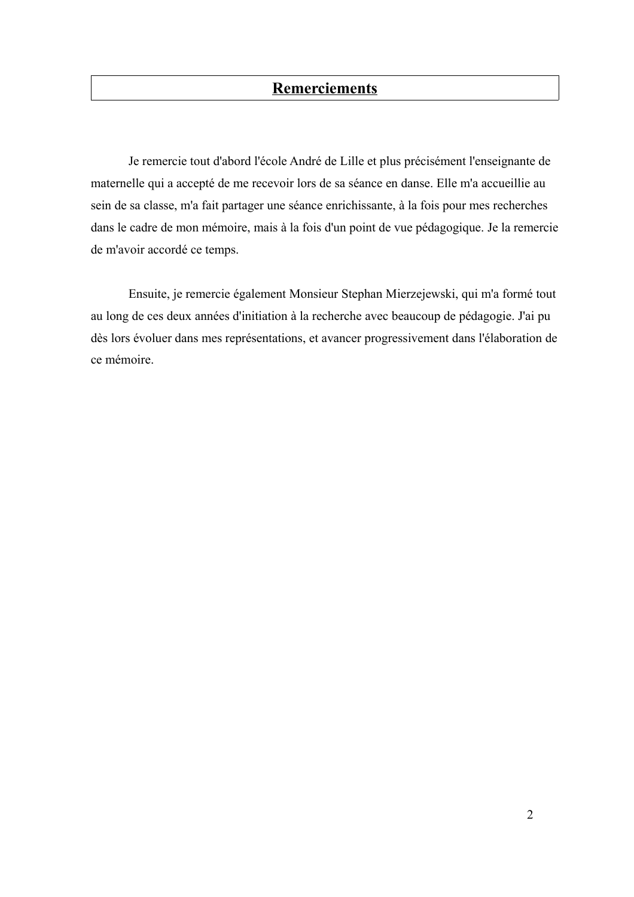# Remerciements

Je remercie tout d'abord l'école André de Lille et plus précisément l'enseignante de maternelle qui a accepté de me recevoir lors de sa séance en danse. Elle m'a accueillie au sein de sa classe, m'a fait partager une séance enrichissante, à la fois pour mes recherches dans le cadre de mon mémoire, mais à la fois d'un point de vue pédagogique. Je la remercie de m'avoir accordé ce temps.

Ensuite, je remercie également Monsieur Stephan Mierzejewski, qui m'a formé tout au long de ces deux années d'initiation à la recherche avec beaucoup de pédagogie. J'ai pu dès lors évoluer dans mes représentations, et avancer progressivement dans l'élaboration de ce mémoire.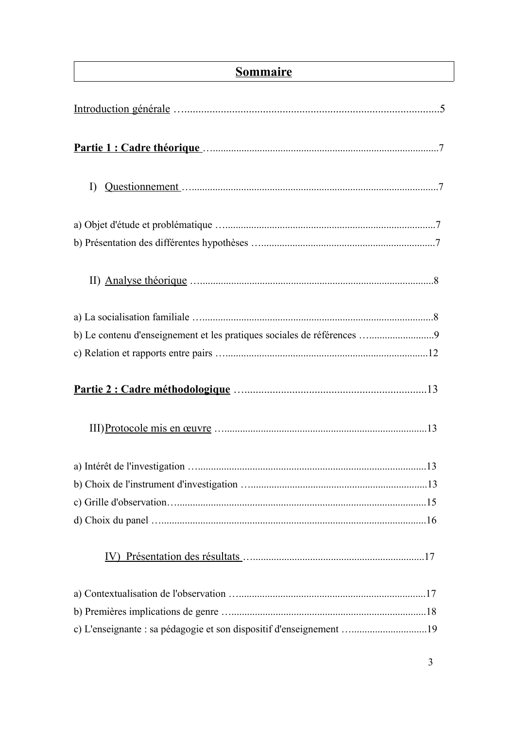# Sommaire

Introduction générale ……………………………………………………………………………5

**Partie 1 : Cadre théorique** ……………………………………………………………………7

I) Questionnement ……………………………………………………………………………7

a) Objet d'étude et problématique ……………………………………………………………7

b) Présentation des différentes hypothèses ……………………………………………………7

II) Analyse théorique …………………………………………………………………………8

a) La socialisation familiale ……………………………………………………………………8

b) Le contenu d'enseignement et les pratiques sociales de références …………………………9

c) Relation et rapports entre pairs ……………………………………………………………12

**Partie 2 : Cadre méthodologique** ……………………………………………………………13

III) Protocole mis en œuvre ……………………………………………………………………13

a) Intérêt de l'investigation ……………………………………………………………………13

b) Choix de l'instrument d'investigation ………………………………………………………13

c) Grille d'observation……………………………………………………………………………15

d) Choix du panel ………………………………………………………………………………16

IV) Présentation des résultats …………………………………………………………………17

a) Contextualisation de l'observation …………………………………………………………17

b) Premières implications de genre ……………………………………………………………18

c) L'enseignante : sa pédagogie et son dispositif d'enseignement ……………………………19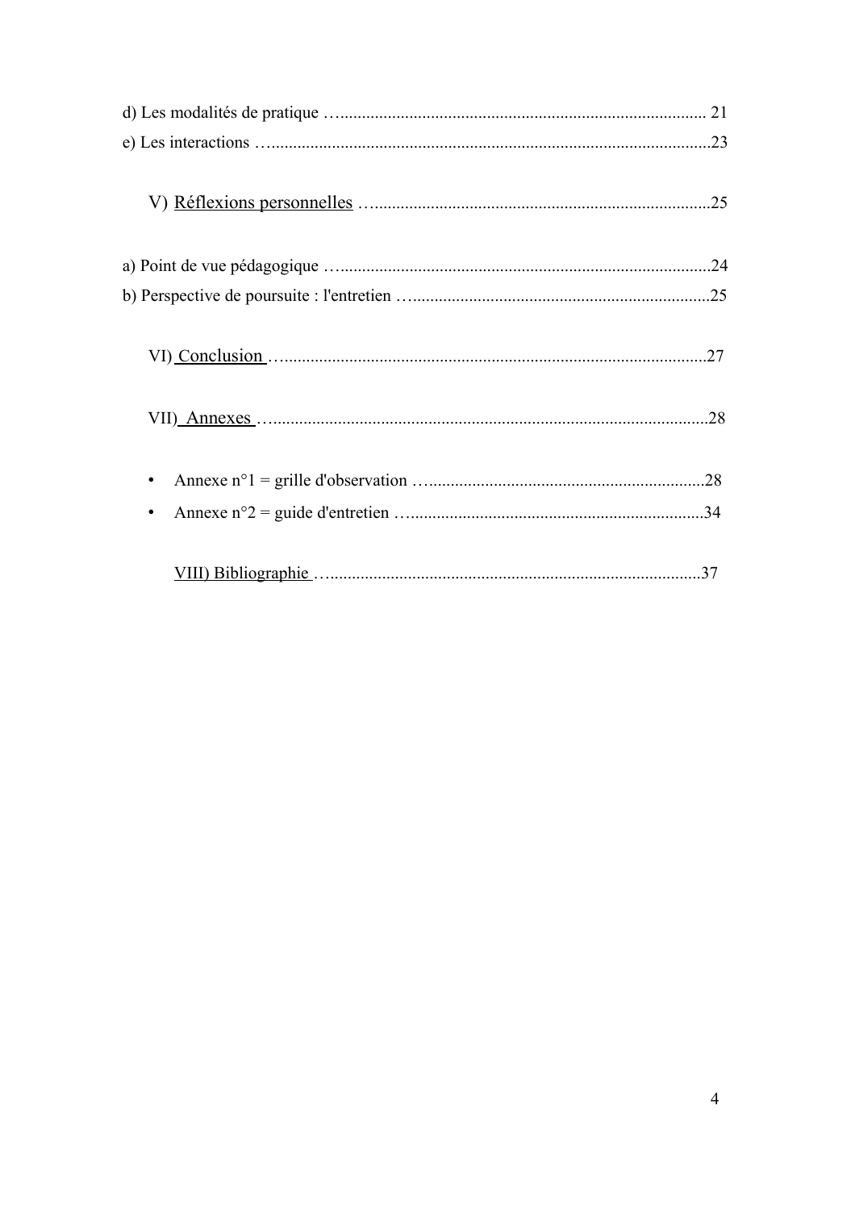d) Les modalités de pratique …..................................................................................... 21
e) Les interactions …......................................................................................................23

V) Réflexions personnelles …..............................................................................25

a) Point de vue pédagogique …......................................................................................24
b) Perspective de poursuite : l'entretien …......................................................................25

VI) Conclusion …...................................................................................................27

VII) Annexes …......................................................................................................28

- Annexe n°1 = grille d'observation …................................................................28
- Annexe n°2 = guide d'entretien …......................................................................34

VIII) Bibliographie …......................................................................................37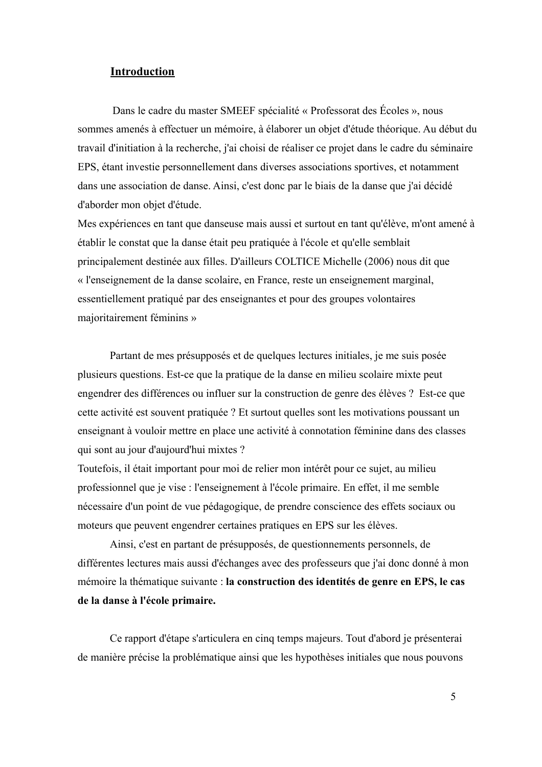## Introduction

Dans le cadre du master SMEEF spécialité « Professorat des Écoles », nous sommes amenés à effectuer un mémoire, à élaborer un objet d'étude théorique. Au début du travail d'initiation à la recherche, j'ai choisi de réaliser ce projet dans le cadre du séminaire EPS, étant investie personnellement dans diverses associations sportives, et notamment dans une association de danse. Ainsi, c'est donc par le biais de la danse que j'ai décidé d'aborder mon objet d'étude.

Mes expériences en tant que danseuse mais aussi et surtout en tant qu'élève, m'ont amené à établir le constat que la danse était peu pratiquée à l'école et qu'elle semblait principalement destinée aux filles. D'ailleurs COLTICE Michelle (2006) nous dit que « l'enseignement de la danse scolaire, en France, reste un enseignement marginal, essentiellement pratiqué par des enseignantes et pour des groupes volontaires majoritairement féminins »

Partant de mes présupposés et de quelques lectures initiales, je me suis posée plusieurs questions. Est-ce que la pratique de la danse en milieu scolaire mixte peut engendrer des différences ou influer sur la construction de genre des élèves ? Est-ce que cette activité est souvent pratiquée ? Et surtout quelles sont les motivations poussant un enseignant à vouloir mettre en place une activité à connotation féminine dans des classes qui sont au jour d'aujourd'hui mixtes ?

Toutefois, il était important pour moi de relier mon intérêt pour ce sujet, au milieu professionnel que je vise : l'enseignement à l'école primaire. En effet, il me semble nécessaire d'un point de vue pédagogique, de prendre conscience des effets sociaux ou moteurs que peuvent engendrer certaines pratiques en EPS sur les élèves.

Ainsi, c'est en partant de présupposés, de questionnements personnels, de différentes lectures mais aussi d'échanges avec des professeurs que j'ai donc donné à mon mémoire la thématique suivante : **la construction des identités de genre en EPS, le cas de la danse à l'école primaire.**

Ce rapport d'étape s'articulera en cinq temps majeurs. Tout d'abord je présenterai de manière précise la problématique ainsi que les hypothèses initiales que nous pouvons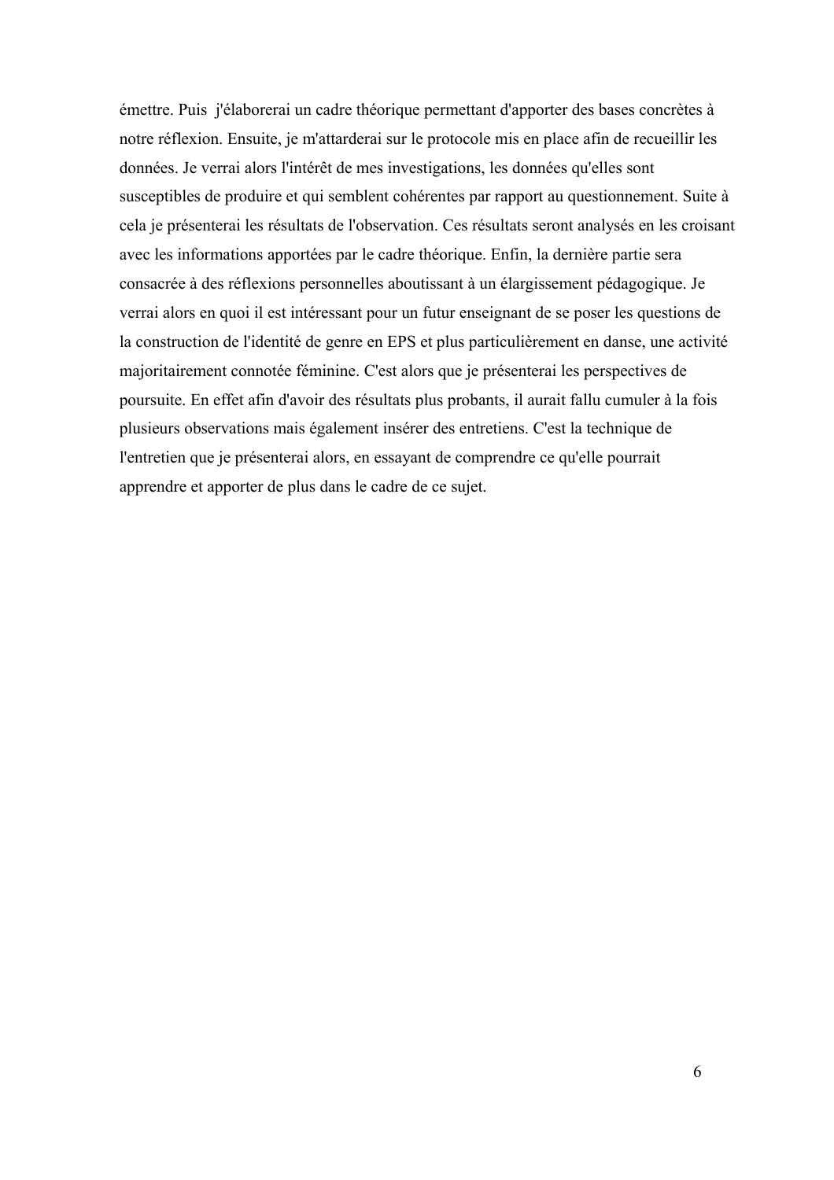émettre. Puis j'élaborerai un cadre théorique permettant d'apporter des bases concrètes à notre réflexion. Ensuite, je m'attarderai sur le protocole mis en place afin de recueillir les données. Je verrai alors l'intérêt de mes investigations, les données qu'elles sont susceptibles de produire et qui semblent cohérentes par rapport au questionnement. Suite à cela je présenterai les résultats de l'observation. Ces résultats seront analysés en les croisant avec les informations apportées par le cadre théorique. Enfin, la dernière partie sera consacrée à des réflexions personnelles aboutissant à un élargissement pédagogique. Je verrai alors en quoi il est intéressant pour un futur enseignant de se poser les questions de la construction de l'identité de genre en EPS et plus particulièrement en danse, une activité majoritairement connotée féminine. C'est alors que je présenterai les perspectives de poursuite. En effet afin d'avoir des résultats plus probants, il aurait fallu cumuler à la fois plusieurs observations mais également insérer des entretiens. C'est la technique de l'entretien que je présenterai alors, en essayant de comprendre ce qu'elle pourrait apprendre et apporter de plus dans le cadre de ce sujet.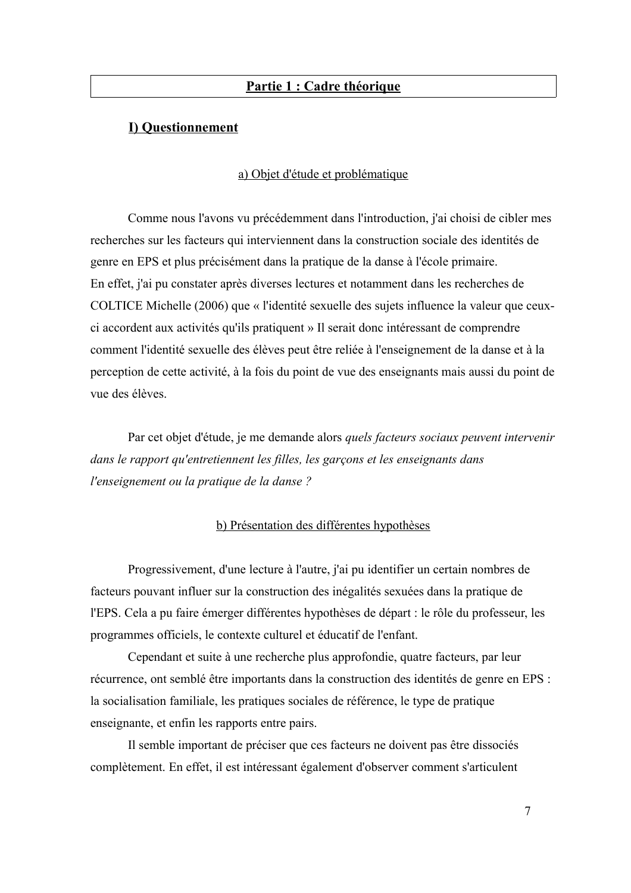# Partie 1 : Cadre théorique

## I) Questionnement

### a) Objet d'étude et problématique

Comme nous l'avons vu précédemment dans l'introduction, j'ai choisi de cibler mes recherches sur les facteurs qui interviennent dans la construction sociale des identités de genre en EPS et plus précisément dans la pratique de la danse à l'école primaire.
En effet, j'ai pu constater après diverses lectures et notamment dans les recherches de COLTICE Michelle (2006) que « l'identité sexuelle des sujets influence la valeur que ceux-ci accordent aux activités qu'ils pratiquent » Il serait donc intéressant de comprendre comment l'identité sexuelle des élèves peut être reliée à l'enseignement de la danse et à la perception de cette activité, à la fois du point de vue des enseignants mais aussi du point de vue des élèves.

Par cet objet d'étude, je me demande alors *quels facteurs sociaux peuvent intervenir dans le rapport qu'entretiennent les filles, les garçons et les enseignants dans l'enseignement ou la pratique de la danse ?*

### b) Présentation des différentes hypothèses

Progressivement, d'une lecture à l'autre, j'ai pu identifier un certain nombres de facteurs pouvant influer sur la construction des inégalités sexuées dans la pratique de l'EPS. Cela a pu faire émerger différentes hypothèses de départ : le rôle du professeur, les programmes officiels, le contexte culturel et éducatif de l'enfant.

Cependant et suite à une recherche plus approfondie, quatre facteurs, par leur récurrence, ont semblé être importants dans la construction des identités de genre en EPS : la socialisation familiale, les pratiques sociales de référence, le type de pratique enseignante, et enfin les rapports entre pairs.

Il semble important de préciser que ces facteurs ne doivent pas être dissociés complètement. En effet, il est intéressant également d'observer comment s'articulent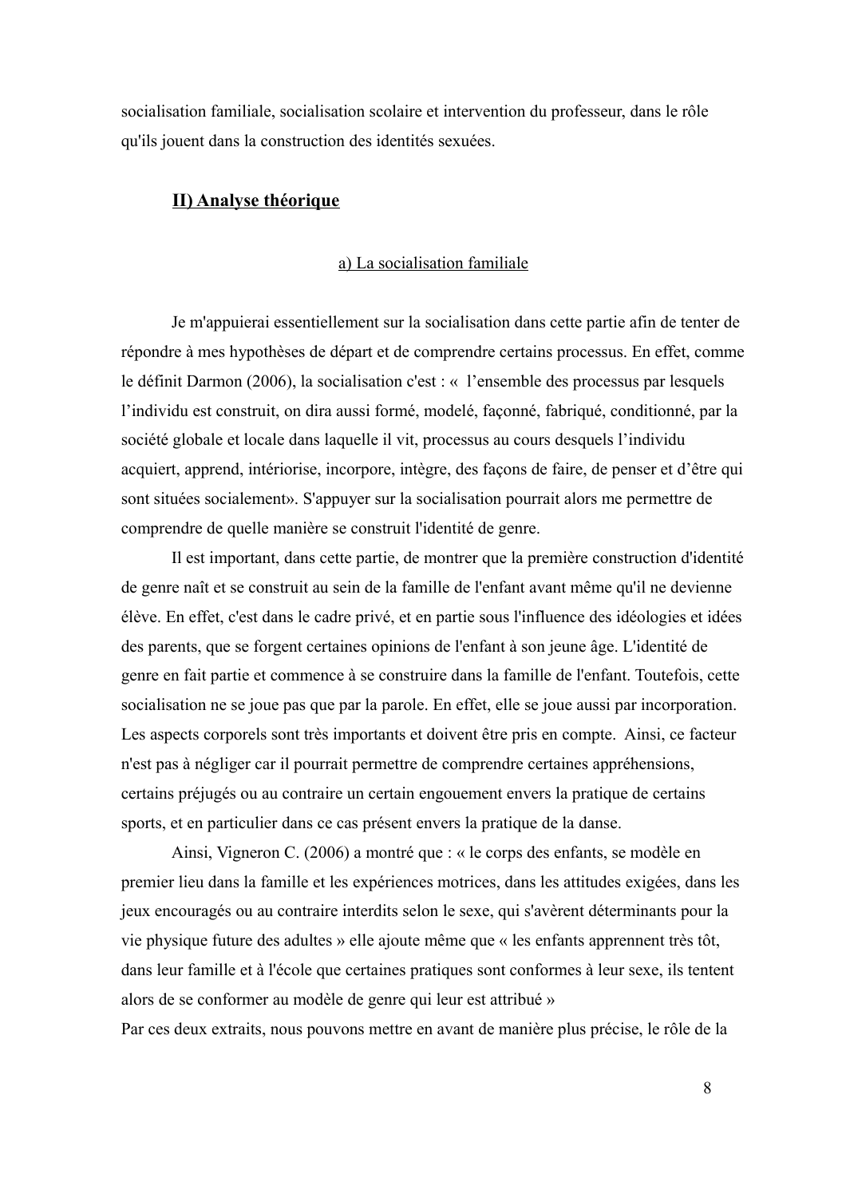socialisation familiale, socialisation scolaire et intervention du professeur, dans le rôle qu'ils jouent dans la construction des identités sexuées.

## II) Analyse théorique

### a) La socialisation familiale

Je m'appuierai essentiellement sur la socialisation dans cette partie afin de tenter de répondre à mes hypothèses de départ et de comprendre certains processus. En effet, comme le définit Darmon (2006), la socialisation c'est : « l'ensemble des processus par lesquels l'individu est construit, on dira aussi formé, modelé, façonné, fabriqué, conditionné, par la société globale et locale dans laquelle il vit, processus au cours desquels l'individu acquiert, apprend, intériorise, incorpore, intègre, des façons de faire, de penser et d'être qui sont situées socialement». S'appuyer sur la socialisation pourrait alors me permettre de comprendre de quelle manière se construit l'identité de genre.

Il est important, dans cette partie, de montrer que la première construction d'identité de genre naît et se construit au sein de la famille de l'enfant avant même qu'il ne devienne élève. En effet, c'est dans le cadre privé, et en partie sous l'influence des idéologies et idées des parents, que se forgent certaines opinions de l'enfant à son jeune âge. L'identité de genre en fait partie et commence à se construire dans la famille de l'enfant. Toutefois, cette socialisation ne se joue pas que par la parole. En effet, elle se joue aussi par incorporation. Les aspects corporels sont très importants et doivent être pris en compte. Ainsi, ce facteur n'est pas à négliger car il pourrait permettre de comprendre certaines appréhensions, certains préjugés ou au contraire un certain engouement envers la pratique de certains sports, et en particulier dans ce cas présent envers la pratique de la danse.

Ainsi, Vigneron C. (2006) a montré que : « le corps des enfants, se modèle en premier lieu dans la famille et les expériences motrices, dans les attitudes exigées, dans les jeux encouragés ou au contraire interdits selon le sexe, qui s'avèrent déterminants pour la vie physique future des adultes » elle ajoute même que « les enfants apprennent très tôt, dans leur famille et à l'école que certaines pratiques sont conformes à leur sexe, ils tentent alors de se conformer au modèle de genre qui leur est attribué »
Par ces deux extraits, nous pouvons mettre en avant de manière plus précise, le rôle de la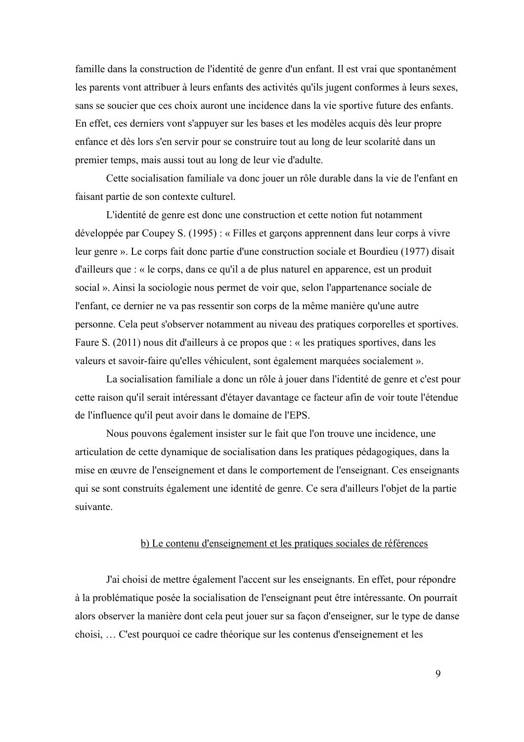famille dans la construction de l'identité de genre d'un enfant. Il est vrai que spontanément les parents vont attribuer à leurs enfants des activités qu'ils jugent conformes à leurs sexes, sans se soucier que ces choix auront une incidence dans la vie sportive future des enfants. En effet, ces derniers vont s'appuyer sur les bases et les modèles acquis dès leur propre enfance et dès lors s'en servir pour se construire tout au long de leur scolarité dans un premier temps, mais aussi tout au long de leur vie d'adulte.

Cette socialisation familiale va donc jouer un rôle durable dans la vie de l'enfant en faisant partie de son contexte culturel.

L'identité de genre est donc une construction et cette notion fut notamment développée par Coupey S. (1995) : « Filles et garçons apprennent dans leur corps à vivre leur genre ». Le corps fait donc partie d'une construction sociale et Bourdieu (1977) disait d'ailleurs que : « le corps, dans ce qu'il a de plus naturel en apparence, est un produit social ». Ainsi la sociologie nous permet de voir que, selon l'appartenance sociale de l'enfant, ce dernier ne va pas ressentir son corps de la même manière qu'une autre personne. Cela peut s'observer notamment au niveau des pratiques corporelles et sportives. Faure S. (2011) nous dit d'ailleurs à ce propos que : « les pratiques sportives, dans les valeurs et savoir-faire qu'elles véhiculent, sont également marquées socialement ».

La socialisation familiale a donc un rôle à jouer dans l'identité de genre et c'est pour cette raison qu'il serait intéressant d'étayer davantage ce facteur afin de voir toute l'étendue de l'influence qu'il peut avoir dans le domaine de l'EPS.

Nous pouvons également insister sur le fait que l'on trouve une incidence, une articulation de cette dynamique de socialisation dans les pratiques pédagogiques, dans la mise en œuvre de l'enseignement et dans le comportement de l'enseignant. Ces enseignants qui se sont construits également une identité de genre. Ce sera d'ailleurs l'objet de la partie suivante.

### b) Le contenu d'enseignement et les pratiques sociales de références

J'ai choisi de mettre également l'accent sur les enseignants. En effet, pour répondre à la problématique posée la socialisation de l'enseignant peut être intéressante. On pourrait alors observer la manière dont cela peut jouer sur sa façon d'enseigner, sur le type de danse choisi, … C'est pourquoi ce cadre théorique sur les contenus d'enseignement et les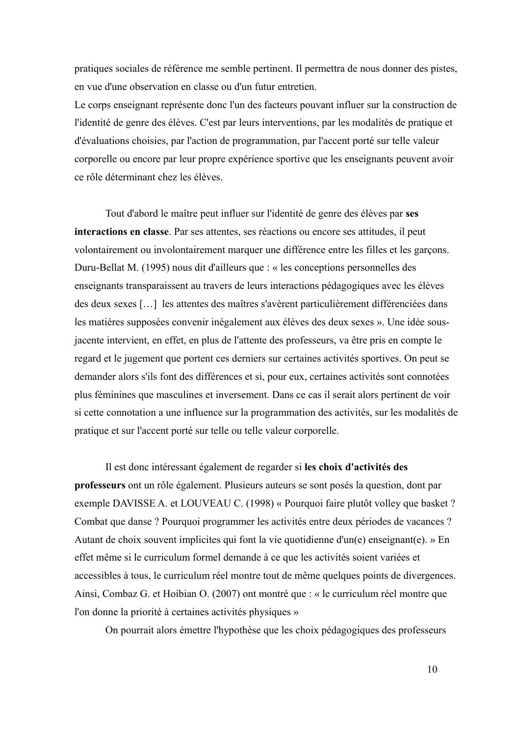pratiques sociales de référence me semble pertinent. Il permettra de nous donner des pistes, en vue d'une observation en classe ou d'un futur entretien.

Le corps enseignant représente donc l'un des facteurs pouvant influer sur la construction de l'identité de genre des élèves. C'est par leurs interventions, par les modalités de pratique et d'évaluations choisies, par l'action de programmation, par l'accent porté sur telle valeur corporelle ou encore par leur propre expérience sportive que les enseignants peuvent avoir ce rôle déterminant chez les élèves.

Tout d'abord le maître peut influer sur l'identité de genre des élèves par **ses interactions en classe**. Par ses attentes, ses réactions ou encore ses attitudes, il peut volontairement ou involontairement marquer une différence entre les filles et les garçons. Duru-Bellat M. (1995) nous dit d'ailleurs que : « les conceptions personnelles des enseignants transparaissent au travers de leurs interactions pédagogiques avec les élèves des deux sexes […] les attentes des maîtres s'avèrent particulièrement différenciées dans les matières supposées convenir inégalement aux élèves des deux sexes ». Une idée sous-jacente intervient, en effet, en plus de l'attente des professeurs, va être pris en compte le regard et le jugement que portent ces derniers sur certaines activités sportives. On peut se demander alors s'ils font des différences et si, pour eux, certaines activités sont connotées plus féminines que masculines et inversement. Dans ce cas il serait alors pertinent de voir si cette connotation a une influence sur la programmation des activités, sur les modalités de pratique et sur l'accent porté sur telle ou telle valeur corporelle.

Il est donc intéressant également de regarder si **les choix d'activités des professeurs** ont un rôle également. Plusieurs auteurs se sont posés la question, dont par exemple DAVISSE A. et LOUVEAU C. (1998) « Pourquoi faire plutôt volley que basket ? Combat que danse ? Pourquoi programmer les activités entre deux périodes de vacances ? Autant de choix souvent implicites qui font la vie quotidienne d'un(e) enseignant(e). » En effet même si le curriculum formel demande à ce que les activités soient variées et accessibles à tous, le curriculum réel montre tout de même quelques points de divergences. Ainsi, Combaz G. et Hoibian O. (2007) ont montré que : « le curriculum réel montre que l'on donne la priorité à certaines activités physiques »

On pourrait alors émettre l'hypothèse que les choix pédagogiques des professeurs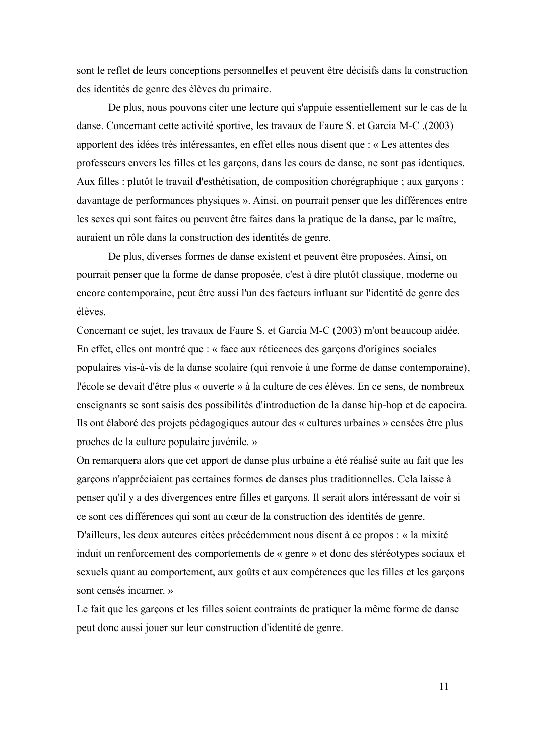sont le reflet de leurs conceptions personnelles et peuvent être décisifs dans la construction des identités de genre des élèves du primaire.

De plus, nous pouvons citer une lecture qui s'appuie essentiellement sur le cas de la danse. Concernant cette activité sportive, les travaux de Faure S. et Garcia M-C .(2003) apportent des idées très intéressantes, en effet elles nous disent que : « Les attentes des professeurs envers les filles et les garçons, dans les cours de danse, ne sont pas identiques. Aux filles : plutôt le travail d'esthétisation, de composition chorégraphique ; aux garçons : davantage de performances physiques ». Ainsi, on pourrait penser que les différences entre les sexes qui sont faites ou peuvent être faites dans la pratique de la danse, par le maître, auraient un rôle dans la construction des identités de genre.

De plus, diverses formes de danse existent et peuvent être proposées. Ainsi, on pourrait penser que la forme de danse proposée, c'est à dire plutôt classique, moderne ou encore contemporaine, peut être aussi l'un des facteurs influant sur l'identité de genre des élèves.

Concernant ce sujet, les travaux de Faure S. et Garcia M-C (2003) m'ont beaucoup aidée. En effet, elles ont montré que : « face aux réticences des garçons d'origines sociales populaires vis-à-vis de la danse scolaire (qui renvoie à une forme de danse contemporaine), l'école se devait d'être plus « ouverte » à la culture de ces élèves. En ce sens, de nombreux enseignants se sont saisis des possibilités d'introduction de la danse hip-hop et de capoeira. Ils ont élaboré des projets pédagogiques autour des « cultures urbaines » censées être plus proches de la culture populaire juvénile. »

On remarquera alors que cet apport de danse plus urbaine a été réalisé suite au fait que les garçons n'appréciaient pas certaines formes de danses plus traditionnelles. Cela laisse à penser qu'il y a des divergences entre filles et garçons. Il serait alors intéressant de voir si ce sont ces différences qui sont au cœur de la construction des identités de genre.

D'ailleurs, les deux auteures citées précédemment nous disent à ce propos : « la mixité induit un renforcement des comportements de « genre » et donc des stéréotypes sociaux et sexuels quant au comportement, aux goûts et aux compétences que les filles et les garçons sont censés incarner. »

Le fait que les garçons et les filles soient contraints de pratiquer la même forme de danse peut donc aussi jouer sur leur construction d'identité de genre.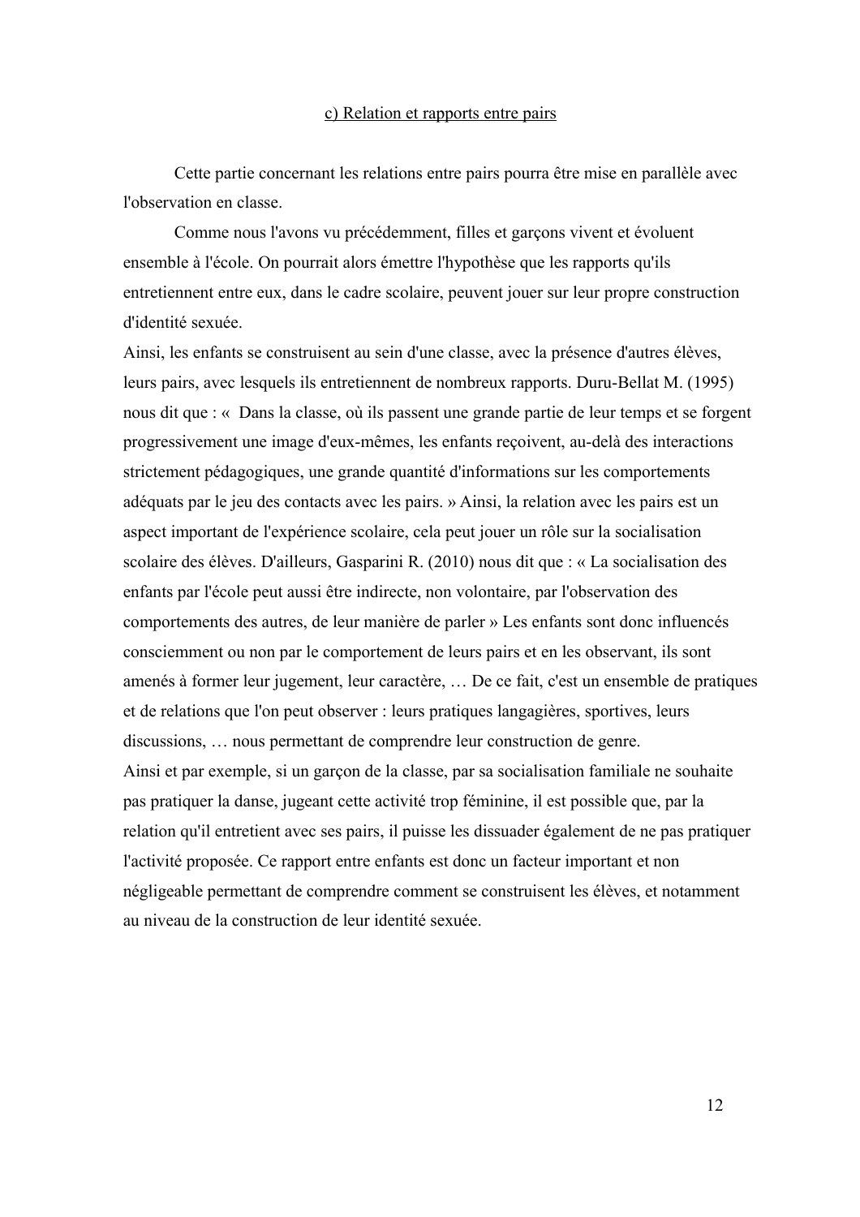### c) Relation et rapports entre pairs

Cette partie concernant les relations entre pairs pourra être mise en parallèle avec l'observation en classe.

Comme nous l'avons vu précédemment, filles et garçons vivent et évoluent ensemble à l'école. On pourrait alors émettre l'hypothèse que les rapports qu'ils entretiennent entre eux, dans le cadre scolaire, peuvent jouer sur leur propre construction d'identité sexuée.

Ainsi, les enfants se construisent au sein d'une classe, avec la présence d'autres élèves, leurs pairs, avec lesquels ils entretiennent de nombreux rapports. Duru-Bellat M. (1995) nous dit que : « Dans la classe, où ils passent une grande partie de leur temps et se forgent progressivement une image d'eux-mêmes, les enfants reçoivent, au-delà des interactions strictement pédagogiques, une grande quantité d'informations sur les comportements adéquats par le jeu des contacts avec les pairs. » Ainsi, la relation avec les pairs est un aspect important de l'expérience scolaire, cela peut jouer un rôle sur la socialisation scolaire des élèves. D'ailleurs, Gasparini R. (2010) nous dit que : « La socialisation des enfants par l'école peut aussi être indirecte, non volontaire, par l'observation des comportements des autres, de leur manière de parler » Les enfants sont donc influencés consciemment ou non par le comportement de leurs pairs et en les observant, ils sont amenés à former leur jugement, leur caractère, … De ce fait, c'est un ensemble de pratiques et de relations que l'on peut observer : leurs pratiques langagières, sportives, leurs discussions, … nous permettant de comprendre leur construction de genre.

Ainsi et par exemple, si un garçon de la classe, par sa socialisation familiale ne souhaite pas pratiquer la danse, jugeant cette activité trop féminine, il est possible que, par la relation qu'il entretient avec ses pairs, il puisse les dissuader également de ne pas pratiquer l'activité proposée. Ce rapport entre enfants est donc un facteur important et non négligeable permettant de comprendre comment se construisent les élèves, et notamment au niveau de la construction de leur identité sexuée.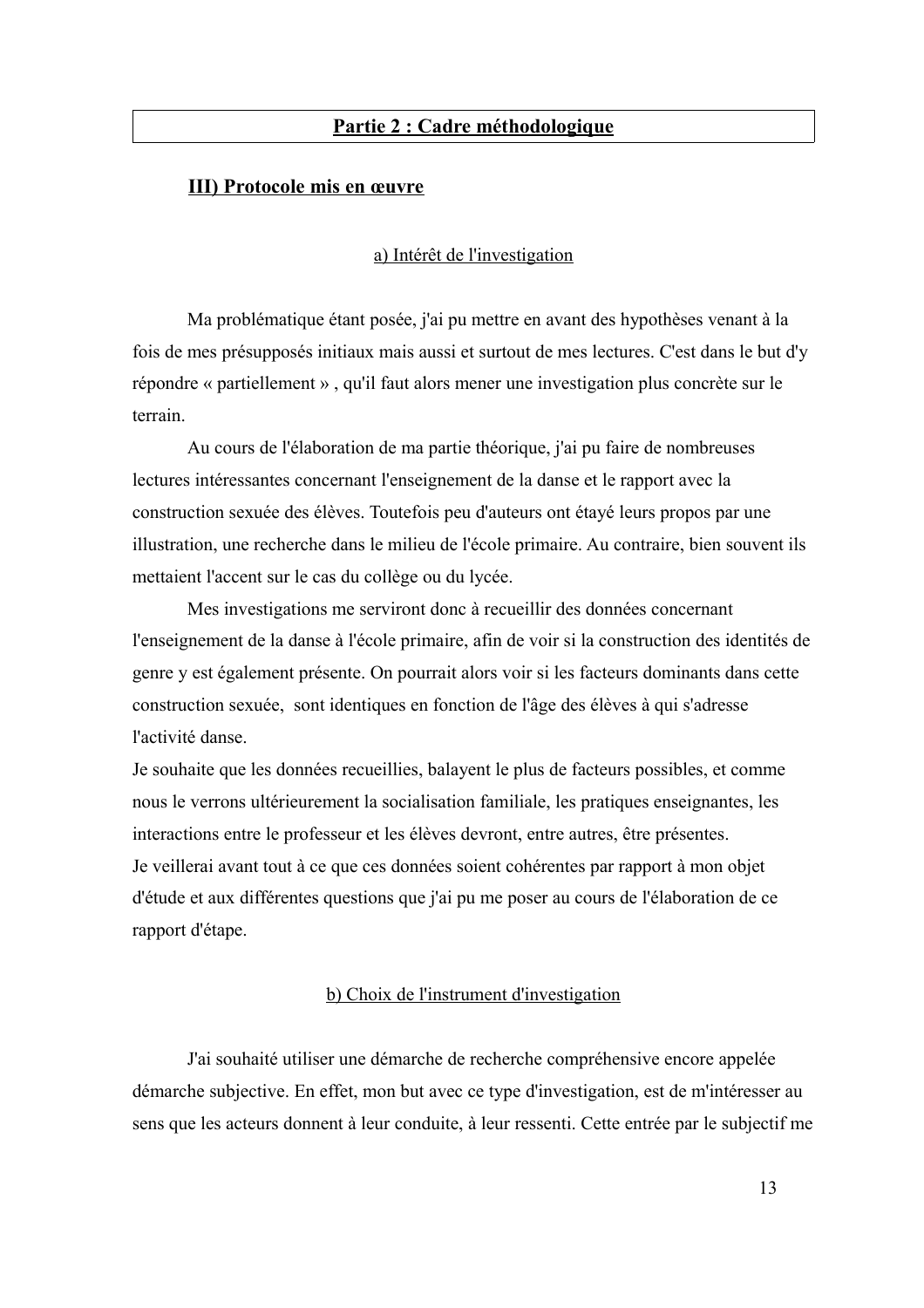## Partie 2 : Cadre méthodologique

### III) Protocole mis en œuvre

#### a) Intérêt de l'investigation

Ma problématique étant posée, j'ai pu mettre en avant des hypothèses venant à la fois de mes présupposés initiaux mais aussi et surtout de mes lectures. C'est dans le but d'y répondre « partiellement » , qu'il faut alors mener une investigation plus concrète sur le terrain.

Au cours de l'élaboration de ma partie théorique, j'ai pu faire de nombreuses lectures intéressantes concernant l'enseignement de la danse et le rapport avec la construction sexuée des élèves. Toutefois peu d'auteurs ont étayé leurs propos par une illustration, une recherche dans le milieu de l'école primaire. Au contraire, bien souvent ils mettaient l'accent sur le cas du collège ou du lycée.

Mes investigations me serviront donc à recueillir des données concernant l'enseignement de la danse à l'école primaire, afin de voir si la construction des identités de genre y est également présente. On pourrait alors voir si les facteurs dominants dans cette construction sexuée, sont identiques en fonction de l'âge des élèves à qui s'adresse l'activité danse.

Je souhaite que les données recueillies, balayent le plus de facteurs possibles, et comme nous le verrons ultérieurement la socialisation familiale, les pratiques enseignantes, les interactions entre le professeur et les élèves devront, entre autres, être présentes.

Je veillerai avant tout à ce que ces données soient cohérentes par rapport à mon objet d'étude et aux différentes questions que j'ai pu me poser au cours de l'élaboration de ce rapport d'étape.

#### b) Choix de l'instrument d'investigation

J'ai souhaité utiliser une démarche de recherche compréhensive encore appelée démarche subjective. En effet, mon but avec ce type d'investigation, est de m'intéresser au sens que les acteurs donnent à leur conduite, à leur ressenti. Cette entrée par le subjectif me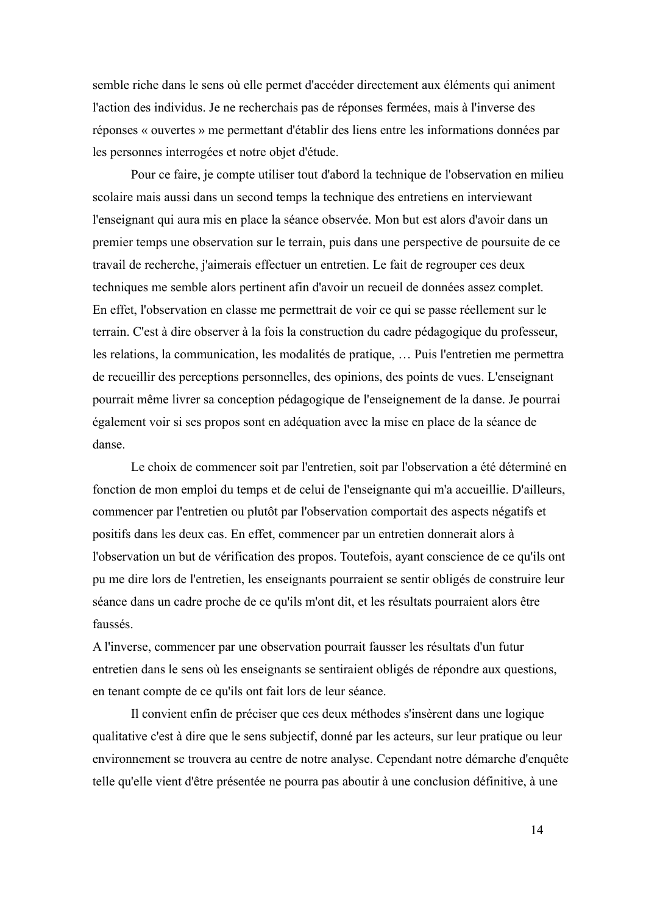semble riche dans le sens où elle permet d'accéder directement aux éléments qui animent l'action des individus. Je ne recherchais pas de réponses fermées, mais à l'inverse des réponses « ouvertes » me permettant d'établir des liens entre les informations données par les personnes interrogées et notre objet d'étude.

Pour ce faire, je compte utiliser tout d'abord la technique de l'observation en milieu scolaire mais aussi dans un second temps la technique des entretiens en interviewant l'enseignant qui aura mis en place la séance observée. Mon but est alors d'avoir dans un premier temps une observation sur le terrain, puis dans une perspective de poursuite de ce travail de recherche, j'aimerais effectuer un entretien. Le fait de regrouper ces deux techniques me semble alors pertinent afin d'avoir un recueil de données assez complet. En effet, l'observation en classe me permettrait de voir ce qui se passe réellement sur le terrain. C'est à dire observer à la fois la construction du cadre pédagogique du professeur, les relations, la communication, les modalités de pratique, … Puis l'entretien me permettra de recueillir des perceptions personnelles, des opinions, des points de vues. L'enseignant pourrait même livrer sa conception pédagogique de l'enseignement de la danse. Je pourrai également voir si ses propos sont en adéquation avec la mise en place de la séance de danse.

Le choix de commencer soit par l'entretien, soit par l'observation a été déterminé en fonction de mon emploi du temps et de celui de l'enseignante qui m'a accueillie. D'ailleurs, commencer par l'entretien ou plutôt par l'observation comportait des aspects négatifs et positifs dans les deux cas. En effet, commencer par un entretien donnerait alors à l'observation un but de vérification des propos. Toutefois, ayant conscience de ce qu'ils ont pu me dire lors de l'entretien, les enseignants pourraient se sentir obligés de construire leur séance dans un cadre proche de ce qu'ils m'ont dit, et les résultats pourraient alors être faussés.
A l'inverse, commencer par une observation pourrait fausser les résultats d'un futur entretien dans le sens où les enseignants se sentiraient obligés de répondre aux questions, en tenant compte de ce qu'ils ont fait lors de leur séance.

Il convient enfin de préciser que ces deux méthodes s'insèrent dans une logique qualitative c'est à dire que le sens subjectif, donné par les acteurs, sur leur pratique ou leur environnement se trouvera au centre de notre analyse. Cependant notre démarche d'enquête telle qu'elle vient d'être présentée ne pourra pas aboutir à une conclusion définitive, à une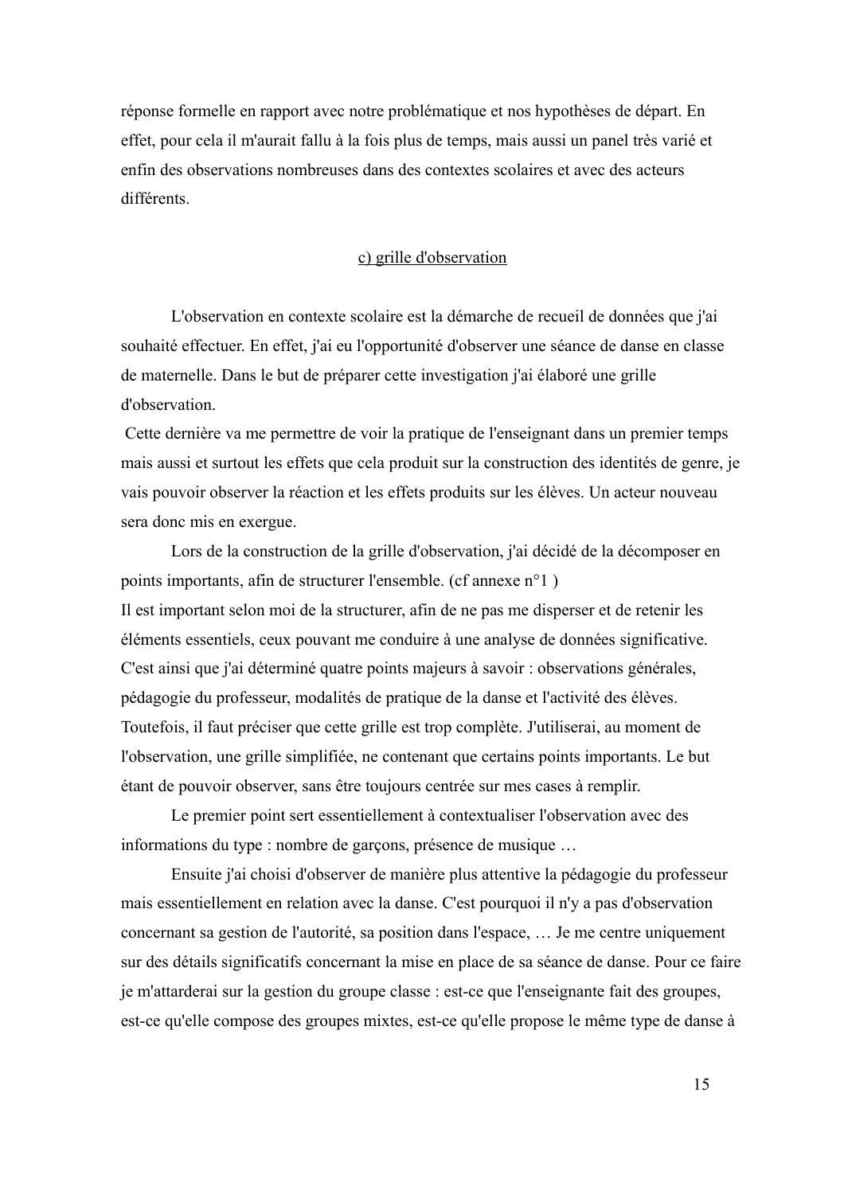réponse formelle en rapport avec notre problématique et nos hypothèses de départ. En effet, pour cela il m'aurait fallu à la fois plus de temps, mais aussi un panel très varié et enfin des observations nombreuses dans des contextes scolaires et avec des acteurs différents.

### c) grille d'observation

L'observation en contexte scolaire est la démarche de recueil de données que j'ai souhaité effectuer. En effet, j'ai eu l'opportunité d'observer une séance de danse en classe de maternelle. Dans le but de préparer cette investigation j'ai élaboré une grille d'observation.

Cette dernière va me permettre de voir la pratique de l'enseignant dans un premier temps mais aussi et surtout les effets que cela produit sur la construction des identités de genre, je vais pouvoir observer la réaction et les effets produits sur les élèves. Un acteur nouveau sera donc mis en exergue.

Lors de la construction de la grille d'observation, j'ai décidé de la décomposer en points importants, afin de structurer l'ensemble. (cf annexe n°1 )
Il est important selon moi de la structurer, afin de ne pas me disperser et de retenir les éléments essentiels, ceux pouvant me conduire à une analyse de données significative. C'est ainsi que j'ai déterminé quatre points majeurs à savoir : observations générales, pédagogie du professeur, modalités de pratique de la danse et l'activité des élèves. Toutefois, il faut préciser que cette grille est trop complète. J'utiliserai, au moment de l'observation, une grille simplifiée, ne contenant que certains points importants. Le but étant de pouvoir observer, sans être toujours centrée sur mes cases à remplir.

Le premier point sert essentiellement à contextualiser l'observation avec des informations du type : nombre de garçons, présence de musique …

Ensuite j'ai choisi d'observer de manière plus attentive la pédagogie du professeur mais essentiellement en relation avec la danse. C'est pourquoi il n'y a pas d'observation concernant sa gestion de l'autorité, sa position dans l'espace, … Je me centre uniquement sur des détails significatifs concernant la mise en place de sa séance de danse. Pour ce faire je m'attarderai sur la gestion du groupe classe : est-ce que l'enseignante fait des groupes, est-ce qu'elle compose des groupes mixtes, est-ce qu'elle propose le même type de danse à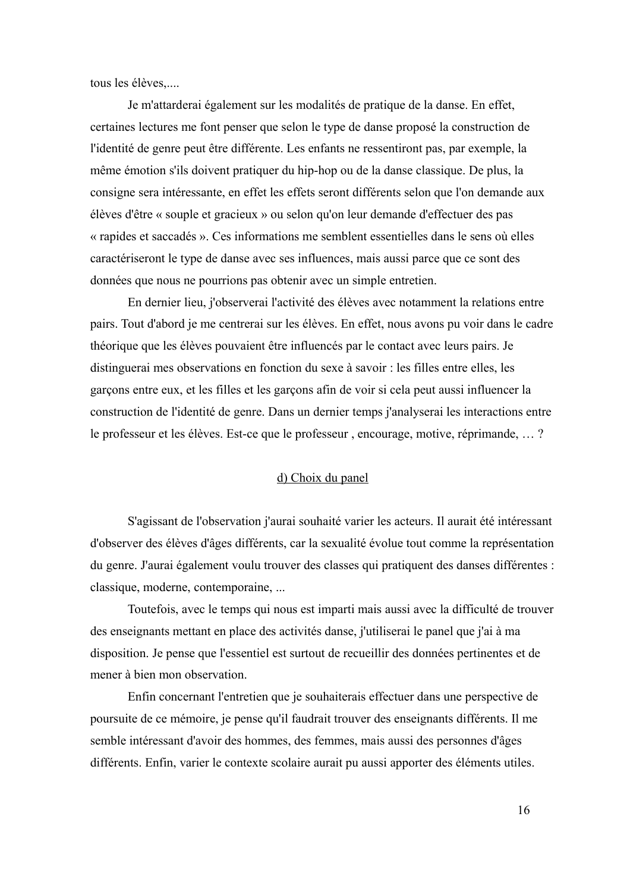tous les élèves,....

Je m'attarderai également sur les modalités de pratique de la danse. En effet, certaines lectures me font penser que selon le type de danse proposé la construction de l'identité de genre peut être différente. Les enfants ne ressentiront pas, par exemple, la même émotion s'ils doivent pratiquer du hip-hop ou de la danse classique. De plus, la consigne sera intéressante, en effet les effets seront différents selon que l'on demande aux élèves d'être « souple et gracieux » ou selon qu'on leur demande d'effectuer des pas « rapides et saccadés ». Ces informations me semblent essentielles dans le sens où elles caractériseront le type de danse avec ses influences, mais aussi parce que ce sont des données que nous ne pourrions pas obtenir avec un simple entretien.

En dernier lieu, j'observerai l'activité des élèves avec notamment la relations entre pairs. Tout d'abord je me centrerai sur les élèves. En effet, nous avons pu voir dans le cadre théorique que les élèves pouvaient être influencés par le contact avec leurs pairs. Je distinguerai mes observations en fonction du sexe à savoir : les filles entre elles, les garçons entre eux, et les filles et les garçons afin de voir si cela peut aussi influencer la construction de l'identité de genre. Dans un dernier temps j'analyserai les interactions entre le professeur et les élèves. Est-ce que le professeur , encourage, motive, réprimande, … ?

### d) Choix du panel

S'agissant de l'observation j'aurai souhaité varier les acteurs. Il aurait été intéressant d'observer des élèves d'âges différents, car la sexualité évolue tout comme la représentation du genre. J'aurai également voulu trouver des classes qui pratiquent des danses différentes : classique, moderne, contemporaine, ...

Toutefois, avec le temps qui nous est imparti mais aussi avec la difficulté de trouver des enseignants mettant en place des activités danse, j'utiliserai le panel que j'ai à ma disposition. Je pense que l'essentiel est surtout de recueillir des données pertinentes et de mener à bien mon observation.

Enfin concernant l'entretien que je souhaiterais effectuer dans une perspective de poursuite de ce mémoire, je pense qu'il faudrait trouver des enseignants différents. Il me semble intéressant d'avoir des hommes, des femmes, mais aussi des personnes d'âges différents. Enfin, varier le contexte scolaire aurait pu aussi apporter des éléments utiles.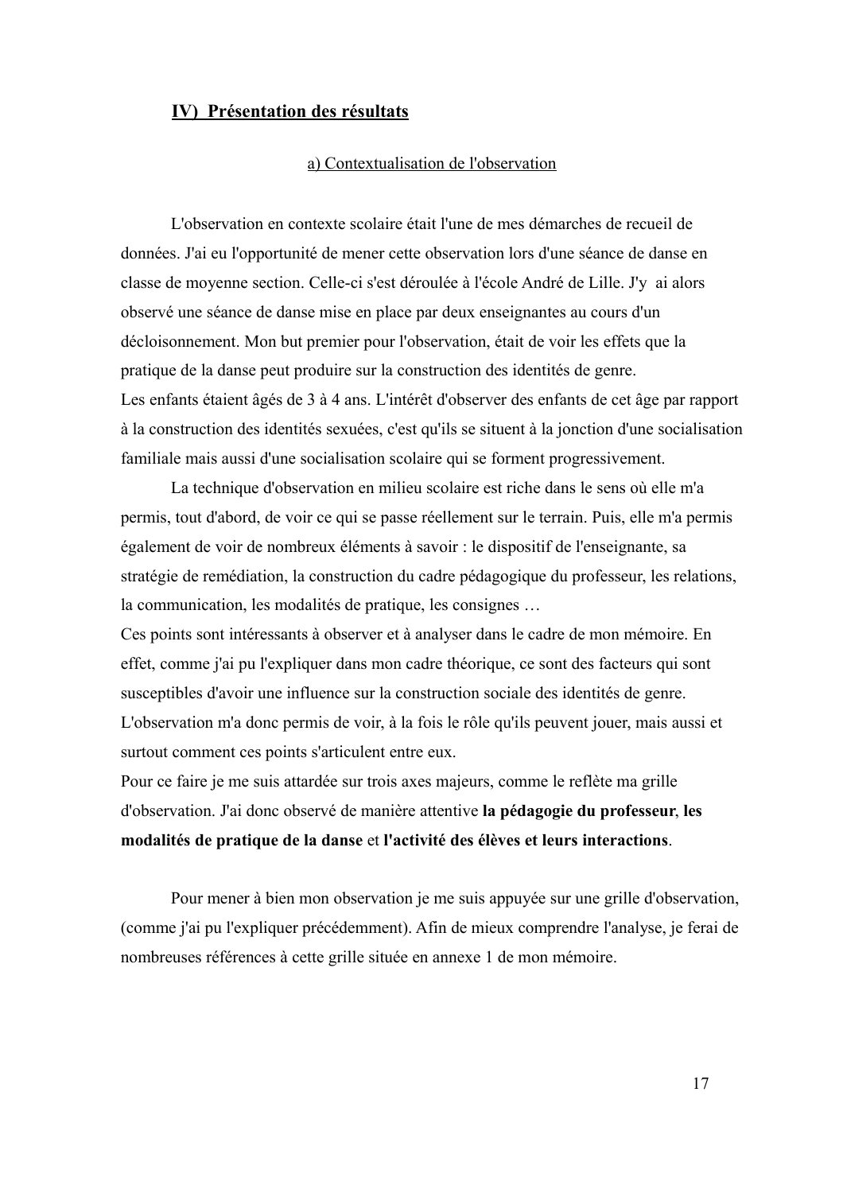## IV) Présentation des résultats

### a) Contextualisation de l'observation

L'observation en contexte scolaire était l'une de mes démarches de recueil de données. J'ai eu l'opportunité de mener cette observation lors d'une séance de danse en classe de moyenne section. Celle-ci s'est déroulée à l'école André de Lille. J'y ai alors observé une séance de danse mise en place par deux enseignantes au cours d'un décloisonnement. Mon but premier pour l'observation, était de voir les effets que la pratique de la danse peut produire sur la construction des identités de genre.
Les enfants étaient âgés de 3 à 4 ans. L'intérêt d'observer des enfants de cet âge par rapport à la construction des identités sexuées, c'est qu'ils se situent à la jonction d'une socialisation familiale mais aussi d'une socialisation scolaire qui se forment progressivement.

La technique d'observation en milieu scolaire est riche dans le sens où elle m'a permis, tout d'abord, de voir ce qui se passe réellement sur le terrain. Puis, elle m'a permis également de voir de nombreux éléments à savoir : le dispositif de l'enseignante, sa stratégie de remédiation, la construction du cadre pédagogique du professeur, les relations, la communication, les modalités de pratique, les consignes …
Ces points sont intéressants à observer et à analyser dans le cadre de mon mémoire. En effet, comme j'ai pu l'expliquer dans mon cadre théorique, ce sont des facteurs qui sont susceptibles d'avoir une influence sur la construction sociale des identités de genre. L'observation m'a donc permis de voir, à la fois le rôle qu'ils peuvent jouer, mais aussi et surtout comment ces points s'articulent entre eux.
Pour ce faire je me suis attardée sur trois axes majeurs, comme le reflète ma grille d'observation. J'ai donc observé de manière attentive **la pédagogie du professeur**, **les modalités de pratique de la danse** et **l'activité des élèves et leurs interactions**.

Pour mener à bien mon observation je me suis appuyée sur une grille d'observation, (comme j'ai pu l'expliquer précédemment). Afin de mieux comprendre l'analyse, je ferai de nombreuses références à cette grille située en annexe 1 de mon mémoire.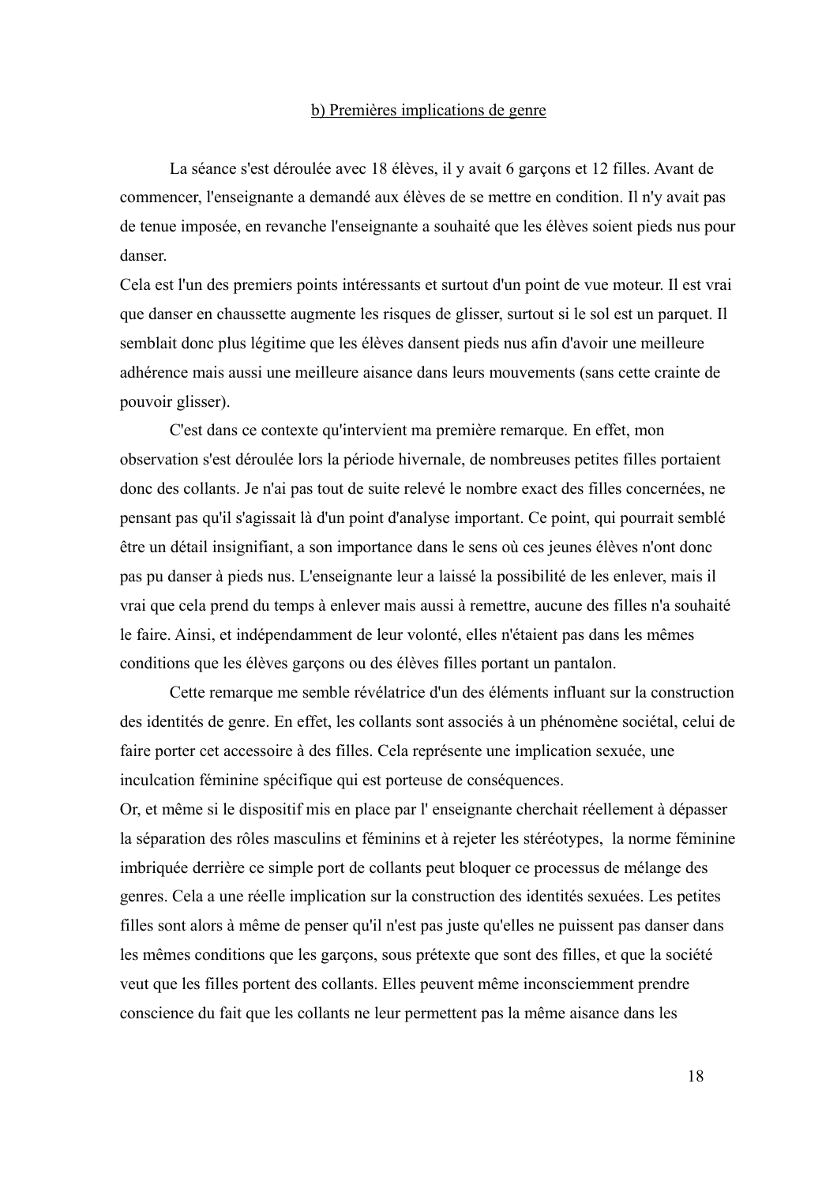## b) Premières implications de genre

La séance s'est déroulée avec 18 élèves, il y avait 6 garçons et 12 filles. Avant de commencer, l'enseignante a demandé aux élèves de se mettre en condition. Il n'y avait pas de tenue imposée, en revanche l'enseignante a souhaité que les élèves soient pieds nus pour danser.

Cela est l'un des premiers points intéressants et surtout d'un point de vue moteur. Il est vrai que danser en chaussette augmente les risques de glisser, surtout si le sol est un parquet. Il semblait donc plus légitime que les élèves dansent pieds nus afin d'avoir une meilleure adhérence mais aussi une meilleure aisance dans leurs mouvements (sans cette crainte de pouvoir glisser).

C'est dans ce contexte qu'intervient ma première remarque. En effet, mon observation s'est déroulée lors la période hivernale, de nombreuses petites filles portaient donc des collants. Je n'ai pas tout de suite relevé le nombre exact des filles concernées, ne pensant pas qu'il s'agissait là d'un point d'analyse important. Ce point, qui pourrait semblé être un détail insignifiant, a son importance dans le sens où ces jeunes élèves n'ont donc pas pu danser à pieds nus. L'enseignante leur a laissé la possibilité de les enlever, mais il vrai que cela prend du temps à enlever mais aussi à remettre, aucune des filles n'a souhaité le faire. Ainsi, et indépendamment de leur volonté, elles n'étaient pas dans les mêmes conditions que les élèves garçons ou des élèves filles portant un pantalon.

Cette remarque me semble révélatrice d'un des éléments influant sur la construction des identités de genre. En effet, les collants sont associés à un phénomène sociétal, celui de faire porter cet accessoire à des filles. Cela représente une implication sexuée, une inculcation féminine spécifique qui est porteuse de conséquences.

Or, et même si le dispositif mis en place par l' enseignante cherchait réellement à dépasser la séparation des rôles masculins et féminins et à rejeter les stéréotypes, la norme féminine imbriquée derrière ce simple port de collants peut bloquer ce processus de mélange des genres. Cela a une réelle implication sur la construction des identités sexuées. Les petites filles sont alors à même de penser qu'il n'est pas juste qu'elles ne puissent pas danser dans les mêmes conditions que les garçons, sous prétexte que sont des filles, et que la société veut que les filles portent des collants. Elles peuvent même inconsciemment prendre conscience du fait que les collants ne leur permettent pas la même aisance dans les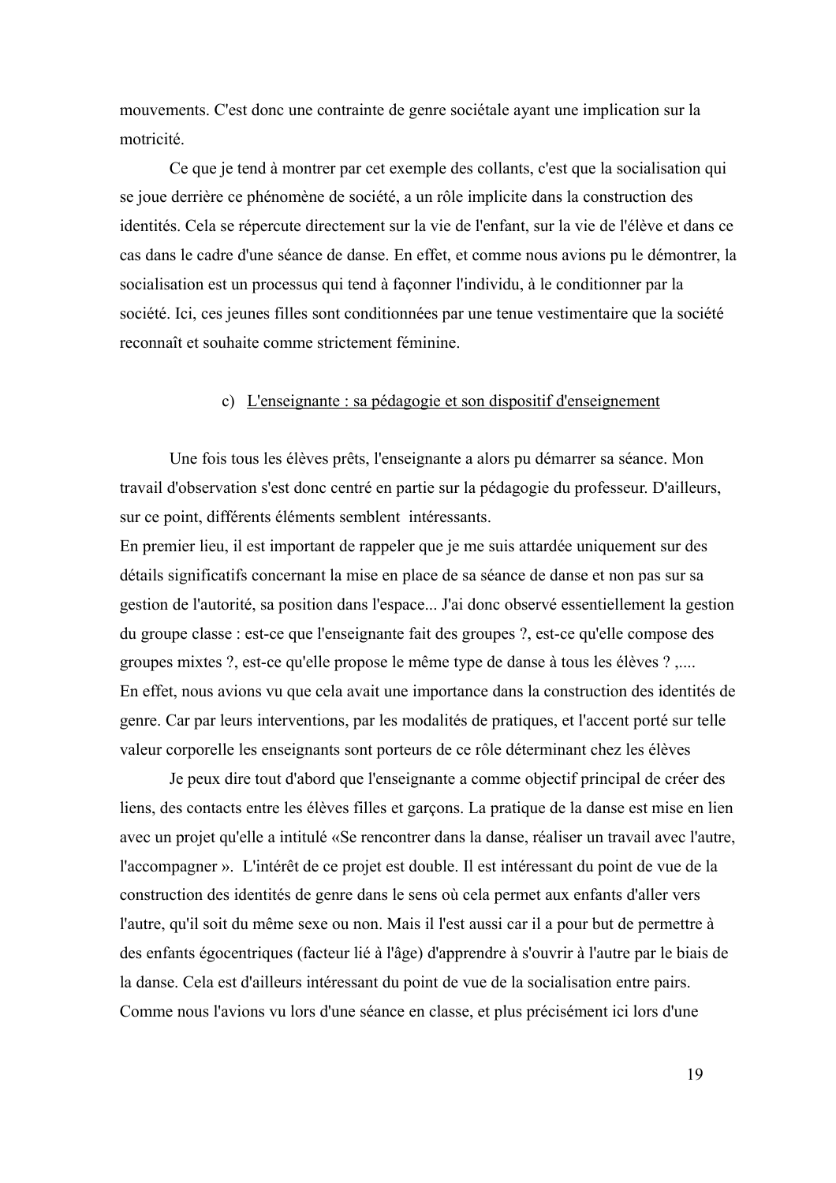mouvements. C'est donc une contrainte de genre sociétale ayant une implication sur la motricité.

Ce que je tend à montrer par cet exemple des collants, c'est que la socialisation qui se joue derrière ce phénomène de société, a un rôle implicite dans la construction des identités. Cela se répercute directement sur la vie de l'enfant, sur la vie de l'élève et dans ce cas dans le cadre d'une séance de danse. En effet, et comme nous avions pu le démontrer, la socialisation est un processus qui tend à façonner l'individu, à le conditionner par la société. Ici, ces jeunes filles sont conditionnées par une tenue vestimentaire que la société reconnaît et souhaite comme strictement féminine.

### c) L'enseignante : sa pédagogie et son dispositif d'enseignement

Une fois tous les élèves prêts, l'enseignante a alors pu démarrer sa séance. Mon travail d'observation s'est donc centré en partie sur la pédagogie du professeur. D'ailleurs, sur ce point, différents éléments semblent intéressants.

En premier lieu, il est important de rappeler que je me suis attardée uniquement sur des détails significatifs concernant la mise en place de sa séance de danse et non pas sur sa gestion de l'autorité, sa position dans l'espace... J'ai donc observé essentiellement la gestion du groupe classe : est-ce que l'enseignante fait des groupes ?, est-ce qu'elle compose des groupes mixtes ?, est-ce qu'elle propose le même type de danse à tous les élèves ? ,....

En effet, nous avions vu que cela avait une importance dans la construction des identités de genre. Car par leurs interventions, par les modalités de pratiques, et l'accent porté sur telle valeur corporelle les enseignants sont porteurs de ce rôle déterminant chez les élèves

Je peux dire tout d'abord que l'enseignante a comme objectif principal de créer des liens, des contacts entre les élèves filles et garçons. La pratique de la danse est mise en lien avec un projet qu'elle a intitulé «Se rencontrer dans la danse, réaliser un travail avec l'autre, l'accompagner ». L'intérêt de ce projet est double. Il est intéressant du point de vue de la construction des identités de genre dans le sens où cela permet aux enfants d'aller vers l'autre, qu'il soit du même sexe ou non. Mais il l'est aussi car il a pour but de permettre à des enfants égocentriques (facteur lié à l'âge) d'apprendre à s'ouvrir à l'autre par le biais de la danse. Cela est d'ailleurs intéressant du point de vue de la socialisation entre pairs. Comme nous l'avions vu lors d'une séance en classe, et plus précisément ici lors d'une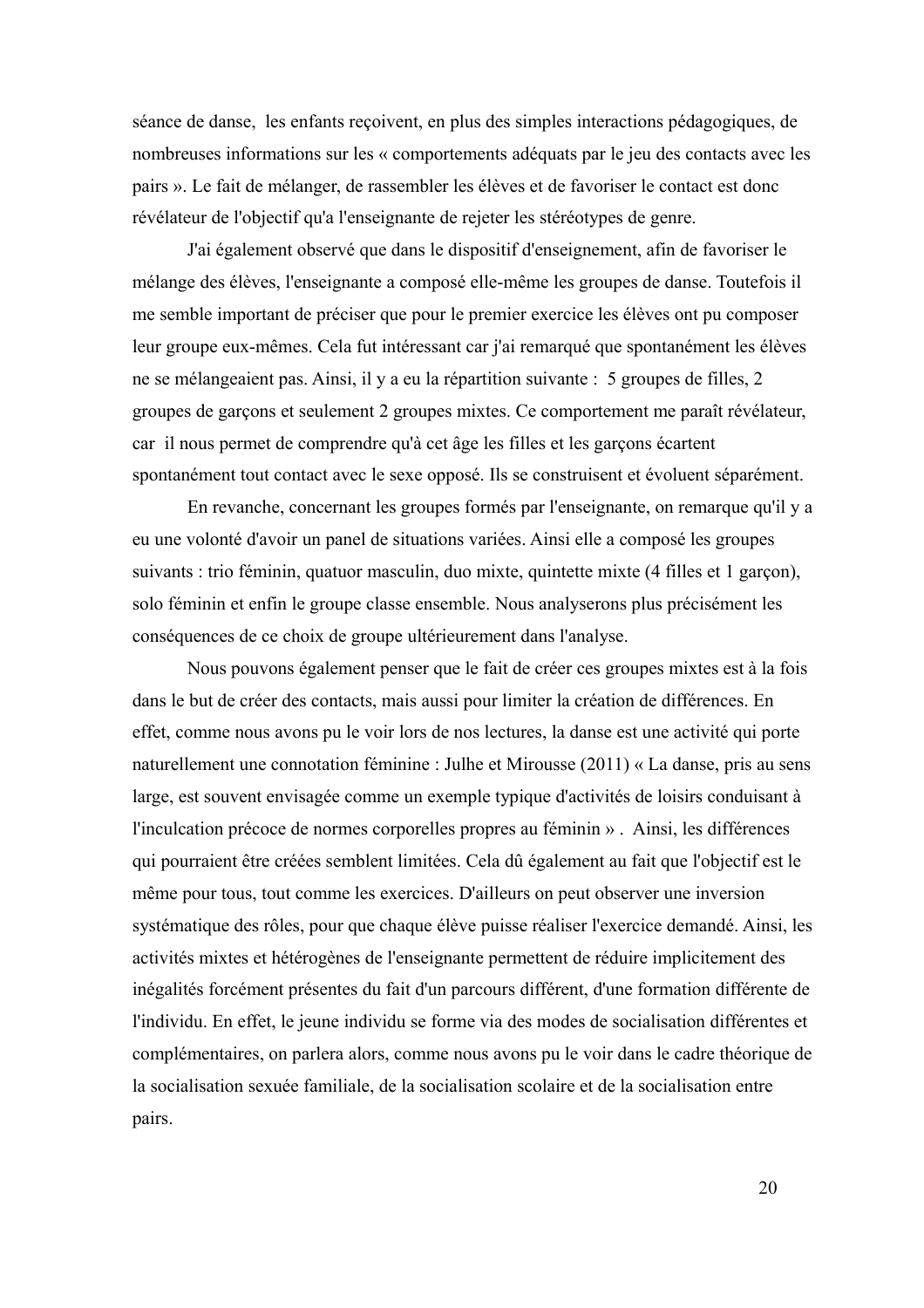séance de danse, les enfants reçoivent, en plus des simples interactions pédagogiques, de nombreuses informations sur les « comportements adéquats par le jeu des contacts avec les pairs ». Le fait de mélanger, de rassembler les élèves et de favoriser le contact est donc révélateur de l'objectif qu'a l'enseignante de rejeter les stéréotypes de genre.

J'ai également observé que dans le dispositif d'enseignement, afin de favoriser le mélange des élèves, l'enseignante a composé elle-même les groupes de danse. Toutefois il me semble important de préciser que pour le premier exercice les élèves ont pu composer leur groupe eux-mêmes. Cela fut intéressant car j'ai remarqué que spontanément les élèves ne se mélangeaient pas. Ainsi, il y a eu la répartition suivante : 5 groupes de filles, 2 groupes de garçons et seulement 2 groupes mixtes. Ce comportement me paraît révélateur, car il nous permet de comprendre qu'à cet âge les filles et les garçons écartent spontanément tout contact avec le sexe opposé. Ils se construisent et évoluent séparément.

En revanche, concernant les groupes formés par l'enseignante, on remarque qu'il y a eu une volonté d'avoir un panel de situations variées. Ainsi elle a composé les groupes suivants : trio féminin, quatuor masculin, duo mixte, quintette mixte (4 filles et 1 garçon), solo féminin et enfin le groupe classe ensemble. Nous analyserons plus précisément les conséquences de ce choix de groupe ultérieurement dans l'analyse.

Nous pouvons également penser que le fait de créer ces groupes mixtes est à la fois dans le but de créer des contacts, mais aussi pour limiter la création de différences. En effet, comme nous avons pu le voir lors de nos lectures, la danse est une activité qui porte naturellement une connotation féminine : Julhe et Mirousse (2011) « La danse, pris au sens large, est souvent envisagée comme un exemple typique d'activités de loisirs conduisant à l'inculcation précoce de normes corporelles propres au féminin » . Ainsi, les différences qui pourraient être créées semblent limitées. Cela dû également au fait que l'objectif est le même pour tous, tout comme les exercices. D'ailleurs on peut observer une inversion systématique des rôles, pour que chaque élève puisse réaliser l'exercice demandé. Ainsi, les activités mixtes et hétérogènes de l'enseignante permettent de réduire implicitement des inégalités forcément présentes du fait d'un parcours différent, d'une formation différente de l'individu. En effet, le jeune individu se forme via des modes de socialisation différentes et complémentaires, on parlera alors, comme nous avons pu le voir dans le cadre théorique de la socialisation sexuée familiale, de la socialisation scolaire et de la socialisation entre pairs.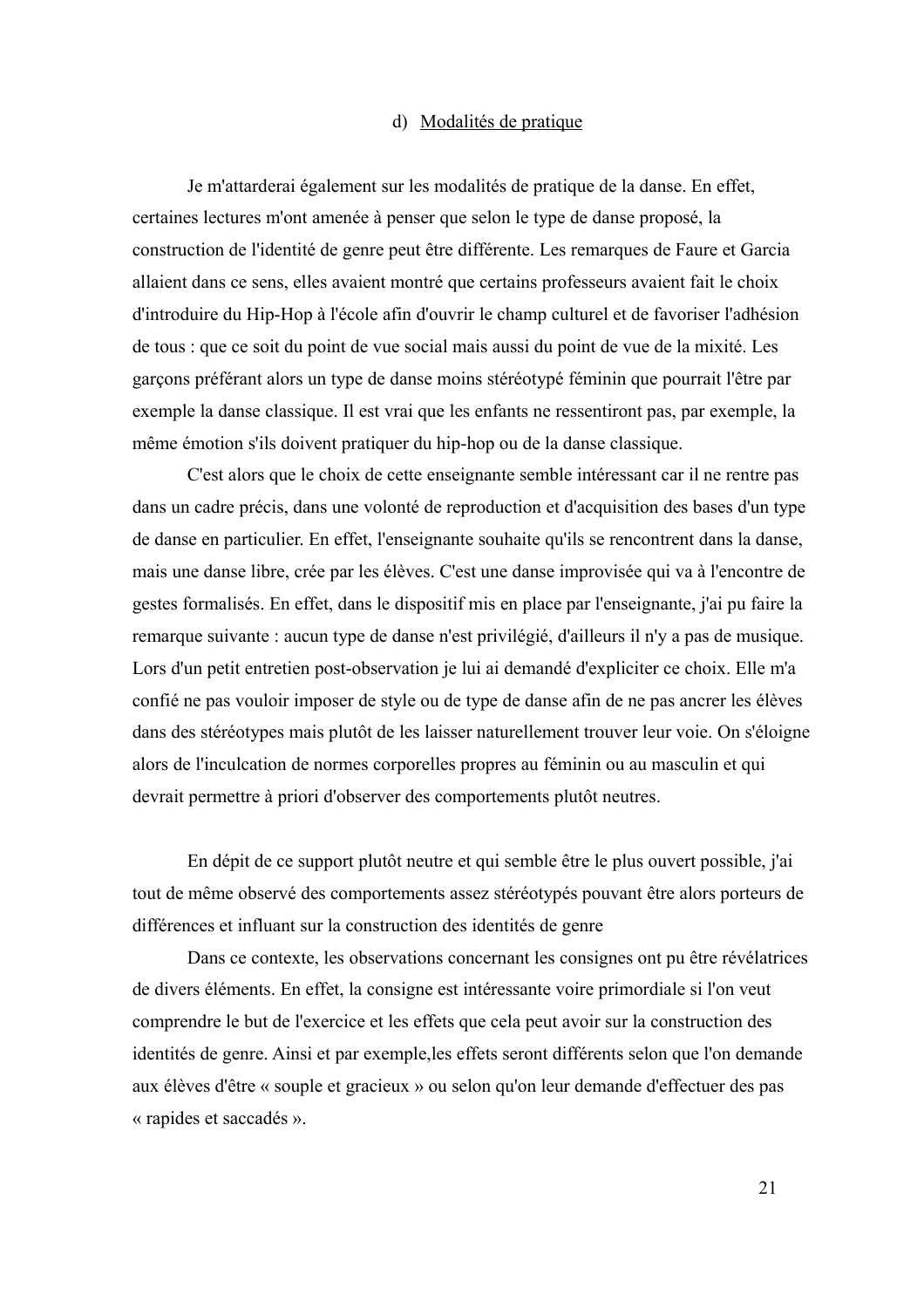### d) Modalités de pratique

Je m'attarderai également sur les modalités de pratique de la danse. En effet, certaines lectures m'ont amenée à penser que selon le type de danse proposé, la construction de l'identité de genre peut être différente. Les remarques de Faure et Garcia allaient dans ce sens, elles avaient montré que certains professeurs avaient fait le choix d'introduire du Hip-Hop à l'école afin d'ouvrir le champ culturel et de favoriser l'adhésion de tous : que ce soit du point de vue social mais aussi du point de vue de la mixité. Les garçons préférant alors un type de danse moins stéréotypé féminin que pourrait l'être par exemple la danse classique. Il est vrai que les enfants ne ressentiront pas, par exemple, la même émotion s'ils doivent pratiquer du hip-hop ou de la danse classique.

C'est alors que le choix de cette enseignante semble intéressant car il ne rentre pas dans un cadre précis, dans une volonté de reproduction et d'acquisition des bases d'un type de danse en particulier. En effet, l'enseignante souhaite qu'ils se rencontrent dans la danse, mais une danse libre, crée par les élèves. C'est une danse improvisée qui va à l'encontre de gestes formalisés. En effet, dans le dispositif mis en place par l'enseignante, j'ai pu faire la remarque suivante : aucun type de danse n'est privilégié, d'ailleurs il n'y a pas de musique. Lors d'un petit entretien post-observation je lui ai demandé d'expliciter ce choix. Elle m'a confié ne pas vouloir imposer de style ou de type de danse afin de ne pas ancrer les élèves dans des stéréotypes mais plutôt de les laisser naturellement trouver leur voie. On s'éloigne alors de l'inculcation de normes corporelles propres au féminin ou au masculin et qui devrait permettre à priori d'observer des comportements plutôt neutres.

En dépit de ce support plutôt neutre et qui semble être le plus ouvert possible, j'ai tout de même observé des comportements assez stéréotypés pouvant être alors porteurs de différences et influant sur la construction des identités de genre

Dans ce contexte, les observations concernant les consignes ont pu être révélatrices de divers éléments. En effet, la consigne est intéressante voire primordiale si l'on veut comprendre le but de l'exercice et les effets que cela peut avoir sur la construction des identités de genre. Ainsi et par exemple,les effets seront différents selon que l'on demande aux élèves d'être « souple et gracieux » ou selon qu'on leur demande d'effectuer des pas « rapides et saccadés ».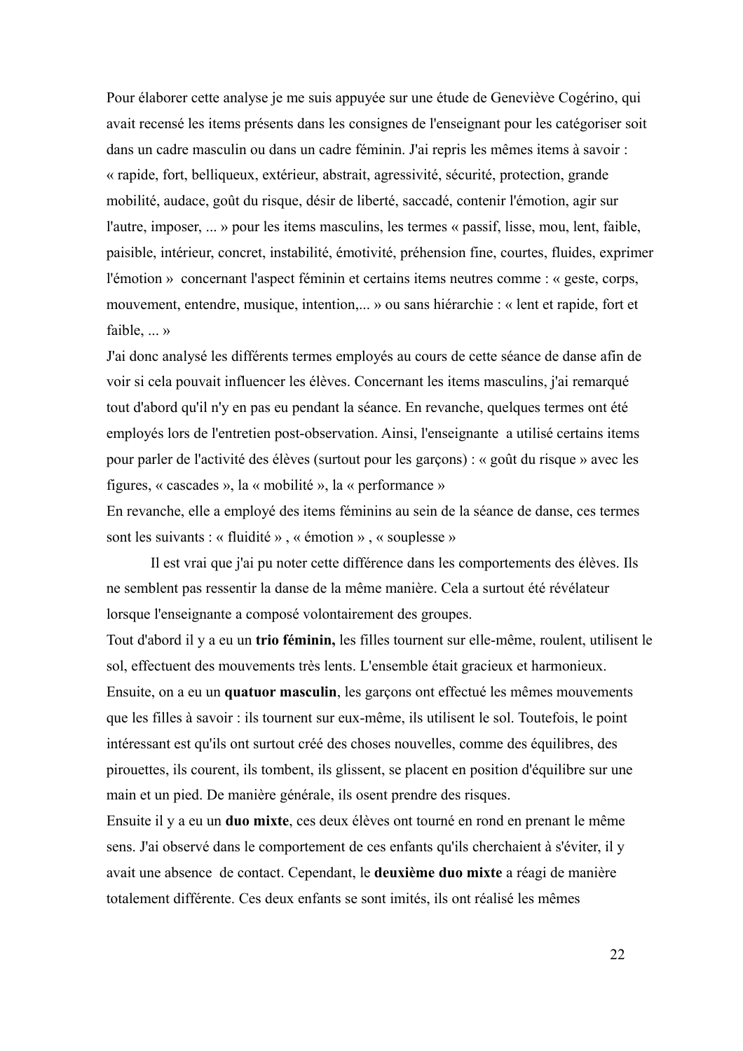Pour élaborer cette analyse je me suis appuyée sur une étude de Geneviève Cogérino, qui avait recensé les items présents dans les consignes de l'enseignant pour les catégoriser soit dans un cadre masculin ou dans un cadre féminin. J'ai repris les mêmes items à savoir : « rapide, fort, belliqueux, extérieur, abstrait, agressivité, sécurité, protection, grande mobilité, audace, goût du risque, désir de liberté, saccadé, contenir l'émotion, agir sur l'autre, imposer, ... » pour les items masculins, les termes « passif, lisse, mou, lent, faible, paisible, intérieur, concret, instabilité, émotivité, préhension fine, courtes, fluides, exprimer l'émotion » concernant l'aspect féminin et certains items neutres comme : « geste, corps, mouvement, entendre, musique, intention,... » ou sans hiérarchie : « lent et rapide, fort et faible, ... »

J'ai donc analysé les différents termes employés au cours de cette séance de danse afin de voir si cela pouvait influencer les élèves. Concernant les items masculins, j'ai remarqué tout d'abord qu'il n'y en pas eu pendant la séance. En revanche, quelques termes ont été employés lors de l'entretien post-observation. Ainsi, l'enseignante a utilisé certains items pour parler de l'activité des élèves (surtout pour les garçons) : « goût du risque » avec les figures, « cascades », la « mobilité », la « performance »

En revanche, elle a employé des items féminins au sein de la séance de danse, ces termes sont les suivants : « fluidité » , « émotion » , « souplesse »

Il est vrai que j'ai pu noter cette différence dans les comportements des élèves. Ils ne semblent pas ressentir la danse de la même manière. Cela a surtout été révélateur lorsque l'enseignante a composé volontairement des groupes.

Tout d'abord il y a eu un **trio féminin,** les filles tournent sur elle-même, roulent, utilisent le sol, effectuent des mouvements très lents. L'ensemble était gracieux et harmonieux.

Ensuite, on a eu un **quatuor masculin**, les garçons ont effectué les mêmes mouvements que les filles à savoir : ils tournent sur eux-même, ils utilisent le sol. Toutefois, le point intéressant est qu'ils ont surtout créé des choses nouvelles, comme des équilibres, des pirouettes, ils courent, ils tombent, ils glissent, se placent en position d'équilibre sur une main et un pied. De manière générale, ils osent prendre des risques.

Ensuite il y a eu un **duo mixte**, ces deux élèves ont tourné en rond en prenant le même sens. J'ai observé dans le comportement de ces enfants qu'ils cherchaient à s'éviter, il y avait une absence de contact. Cependant, le **deuxième duo mixte** a réagi de manière totalement différente. Ces deux enfants se sont imités, ils ont réalisé les mêmes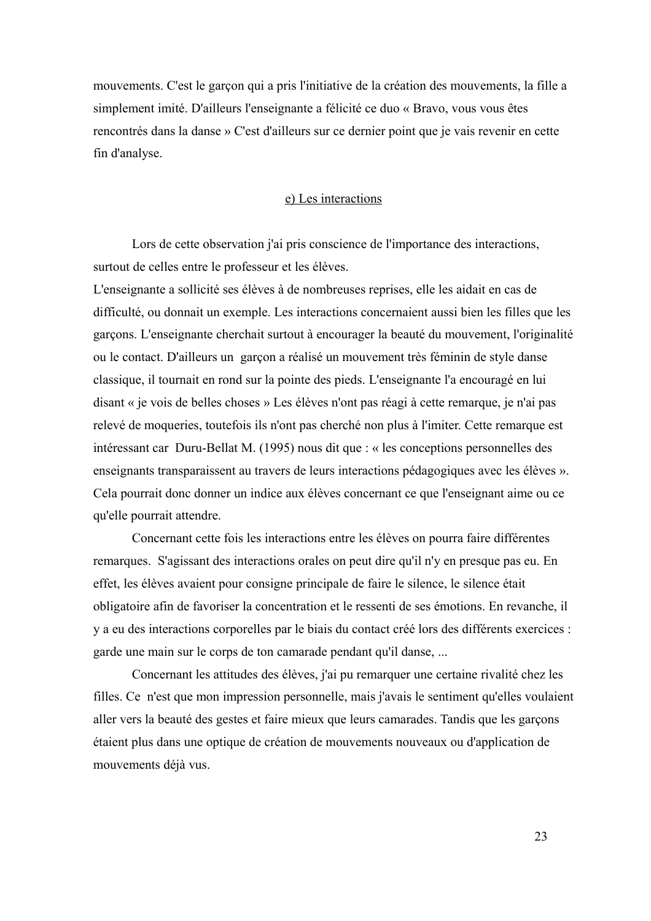mouvements. C'est le garçon qui a pris l'initiative de la création des mouvements, la fille a simplement imité. D'ailleurs l'enseignante a félicité ce duo « Bravo, vous vous êtes rencontrés dans la danse » C'est d'ailleurs sur ce dernier point que je vais revenir en cette fin d'analyse.

### e) Les interactions

Lors de cette observation j'ai pris conscience de l'importance des interactions, surtout de celles entre le professeur et les élèves.

L'enseignante a sollicité ses élèves à de nombreuses reprises, elle les aidait en cas de difficulté, ou donnait un exemple. Les interactions concernaient aussi bien les filles que les garçons. L'enseignante cherchait surtout à encourager la beauté du mouvement, l'originalité ou le contact. D'ailleurs un garçon a réalisé un mouvement très féminin de style danse classique, il tournait en rond sur la pointe des pieds. L'enseignante l'a encouragé en lui disant « je vois de belles choses » Les élèves n'ont pas réagi à cette remarque, je n'ai pas relevé de moqueries, toutefois ils n'ont pas cherché non plus à l'imiter. Cette remarque est intéressant car Duru-Bellat M. (1995) nous dit que : « les conceptions personnelles des enseignants transparaissent au travers de leurs interactions pédagogiques avec les élèves ». Cela pourrait donc donner un indice aux élèves concernant ce que l'enseignant aime ou ce qu'elle pourrait attendre.

Concernant cette fois les interactions entre les élèves on pourra faire différentes remarques. S'agissant des interactions orales on peut dire qu'il n'y en presque pas eu. En effet, les élèves avaient pour consigne principale de faire le silence, le silence était obligatoire afin de favoriser la concentration et le ressenti de ses émotions. En revanche, il y a eu des interactions corporelles par le biais du contact créé lors des différents exercices : garde une main sur le corps de ton camarade pendant qu'il danse, ...

Concernant les attitudes des élèves, j'ai pu remarquer une certaine rivalité chez les filles. Ce n'est que mon impression personnelle, mais j'avais le sentiment qu'elles voulaient aller vers la beauté des gestes et faire mieux que leurs camarades. Tandis que les garçons étaient plus dans une optique de création de mouvements nouveaux ou d'application de mouvements déjà vus.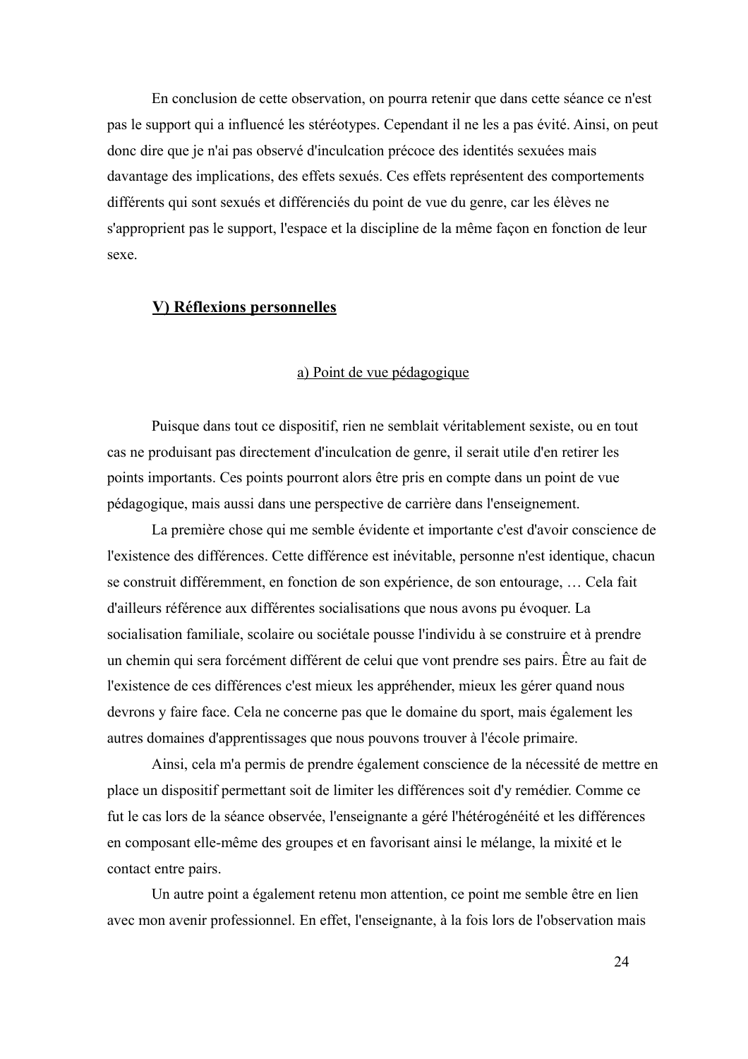En conclusion de cette observation, on pourra retenir que dans cette séance ce n'est pas le support qui a influencé les stéréotypes. Cependant il ne les a pas évité. Ainsi, on peut donc dire que je n'ai pas observé d'inculcation précoce des identités sexuées mais davantage des implications, des effets sexués. Ces effets représentent des comportements différents qui sont sexués et différenciés du point de vue du genre, car les élèves ne s'approprient pas le support, l'espace et la discipline de la même façon en fonction de leur sexe.

## **V) Réflexions personnelles**

### a) Point de vue pédagogique

Puisque dans tout ce dispositif, rien ne semblait véritablement sexiste, ou en tout cas ne produisant pas directement d'inculcation de genre, il serait utile d'en retirer les points importants. Ces points pourront alors être pris en compte dans un point de vue pédagogique, mais aussi dans une perspective de carrière dans l'enseignement.

La première chose qui me semble évidente et importante c'est d'avoir conscience de l'existence des différences. Cette différence est inévitable, personne n'est identique, chacun se construit différemment, en fonction de son expérience, de son entourage, … Cela fait d'ailleurs référence aux différentes socialisations que nous avons pu évoquer. La socialisation familiale, scolaire ou sociétale pousse l'individu à se construire et à prendre un chemin qui sera forcément différent de celui que vont prendre ses pairs. Être au fait de l'existence de ces différences c'est mieux les appréhender, mieux les gérer quand nous devrons y faire face. Cela ne concerne pas que le domaine du sport, mais également les autres domaines d'apprentissages que nous pouvons trouver à l'école primaire.

Ainsi, cela m'a permis de prendre également conscience de la nécessité de mettre en place un dispositif permettant soit de limiter les différences soit d'y remédier. Comme ce fut le cas lors de la séance observée, l'enseignante a géré l'hétérogénéité et les différences en composant elle-même des groupes et en favorisant ainsi le mélange, la mixité et le contact entre pairs.

Un autre point a également retenu mon attention, ce point me semble être en lien avec mon avenir professionnel. En effet, l'enseignante, à la fois lors de l'observation mais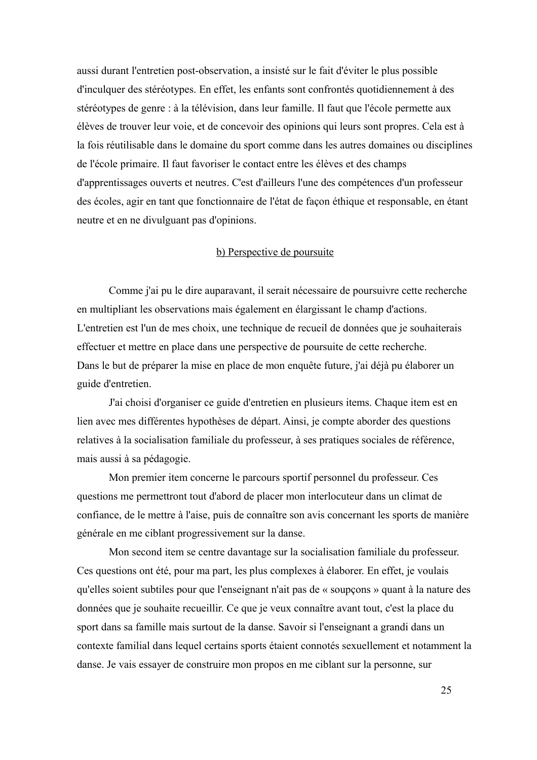aussi durant l'entretien post-observation, a insisté sur le fait d'éviter le plus possible d'inculquer des stéréotypes. En effet, les enfants sont confrontés quotidiennement à des stéréotypes de genre : à la télévision, dans leur famille. Il faut que l'école permette aux élèves de trouver leur voie, et de concevoir des opinions qui leurs sont propres. Cela est à la fois réutilisable dans le domaine du sport comme dans les autres domaines ou disciplines de l'école primaire. Il faut favoriser le contact entre les élèves et des champs d'apprentissages ouverts et neutres. C'est d'ailleurs l'une des compétences d'un professeur des écoles, agir en tant que fonctionnaire de l'état de façon éthique et responsable, en étant neutre et en ne divulguant pas d'opinions.

### b) Perspective de poursuite

Comme j'ai pu le dire auparavant, il serait nécessaire de poursuivre cette recherche en multipliant les observations mais également en élargissant le champ d'actions. L'entretien est l'un de mes choix, une technique de recueil de données que je souhaiterais effectuer et mettre en place dans une perspective de poursuite de cette recherche.
Dans le but de préparer la mise en place de mon enquête future, j'ai déjà pu élaborer un guide d'entretien.

J'ai choisi d'organiser ce guide d'entretien en plusieurs items. Chaque item est en lien avec mes différentes hypothèses de départ. Ainsi, je compte aborder des questions relatives à la socialisation familiale du professeur, à ses pratiques sociales de référence, mais aussi à sa pédagogie.

Mon premier item concerne le parcours sportif personnel du professeur. Ces questions me permettront tout d'abord de placer mon interlocuteur dans un climat de confiance, de le mettre à l'aise, puis de connaître son avis concernant les sports de manière générale en me ciblant progressivement sur la danse.

Mon second item se centre davantage sur la socialisation familiale du professeur. Ces questions ont été, pour ma part, les plus complexes à élaborer. En effet, je voulais qu'elles soient subtiles pour que l'enseignant n'ait pas de « soupçons » quant à la nature des données que je souhaite recueillir. Ce que je veux connaître avant tout, c'est la place du sport dans sa famille mais surtout de la danse. Savoir si l'enseignant a grandi dans un contexte familial dans lequel certains sports étaient connotés sexuellement et notamment la danse. Je vais essayer de construire mon propos en me ciblant sur la personne, sur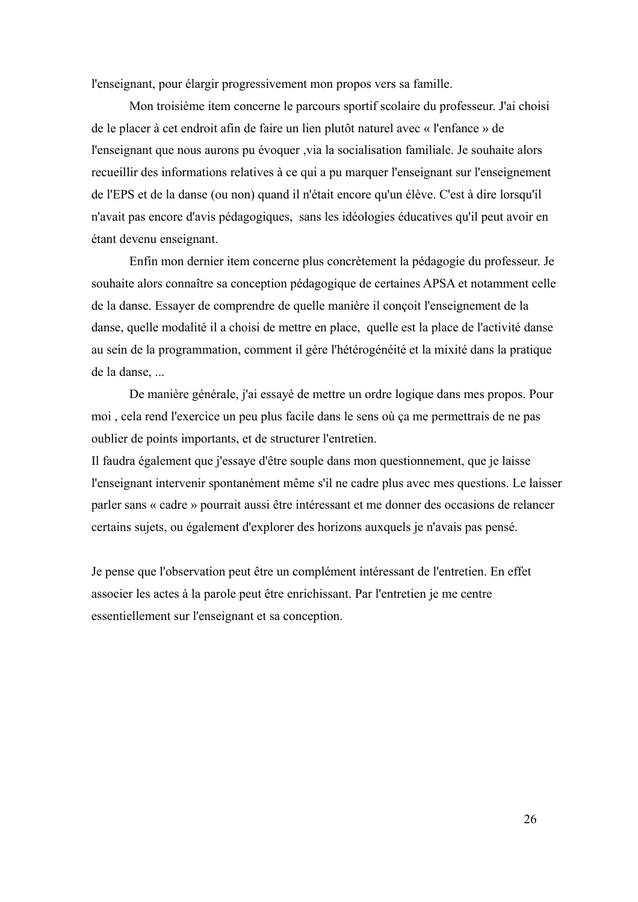l'enseignant, pour élargir progressivement mon propos vers sa famille.

Mon troisième item concerne le parcours sportif scolaire du professeur. J'ai choisi de le placer à cet endroit afin de faire un lien plutôt naturel avec « l'enfance » de l'enseignant que nous aurons pu évoquer ,via la socialisation familiale. Je souhaite alors recueillir des informations relatives à ce qui a pu marquer l'enseignant sur l'enseignement de l'EPS et de la danse (ou non) quand il n'était encore qu'un élève. C'est à dire lorsqu'il n'avait pas encore d'avis pédagogiques, sans les idéologies éducatives qu'il peut avoir en étant devenu enseignant.

Enfin mon dernier item concerne plus concrètement la pédagogie du professeur. Je souhaite alors connaître sa conception pédagogique de certaines APSA et notamment celle de la danse. Essayer de comprendre de quelle manière il conçoit l'enseignement de la danse, quelle modalité il a choisi de mettre en place, quelle est la place de l'activité danse au sein de la programmation, comment il gère l'hétérogénéité et la mixité dans la pratique de la danse, ...

De manière générale, j'ai essayé de mettre un ordre logique dans mes propos. Pour moi , cela rend l'exercice un peu plus facile dans le sens où ça me permettrais de ne pas oublier de points importants, et de structurer l'entretien.

Il faudra également que j'essaye d'être souple dans mon questionnement, que je laisse l'enseignant intervenir spontanément même s'il ne cadre plus avec mes questions. Le laisser parler sans « cadre » pourrait aussi être intéressant et me donner des occasions de relancer certains sujets, ou également d'explorer des horizons auxquels je n'avais pas pensé.

Je pense que l'observation peut être un complément intéressant de l'entretien. En effet associer les actes à la parole peut être enrichissant. Par l'entretien je me centre essentiellement sur l'enseignant et sa conception.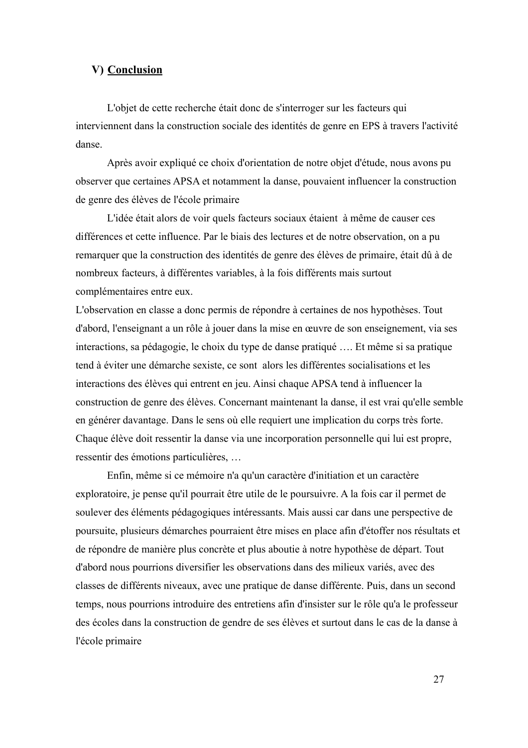## V) <u>Conclusion</u>

L'objet de cette recherche était donc de s'interroger sur les facteurs qui interviennent dans la construction sociale des identités de genre en EPS à travers l'activité danse.

Après avoir expliqué ce choix d'orientation de notre objet d'étude, nous avons pu observer que certaines APSA et notamment la danse, pouvaient influencer la construction de genre des élèves de l'école primaire

L'idée était alors de voir quels facteurs sociaux étaient à même de causer ces différences et cette influence. Par le biais des lectures et de notre observation, on a pu remarquer que la construction des identités de genre des élèves de primaire, était dû à de nombreux facteurs, à différentes variables, à la fois différents mais surtout complémentaires entre eux.

L'observation en classe a donc permis de répondre à certaines de nos hypothèses. Tout d'abord, l'enseignant a un rôle à jouer dans la mise en œuvre de son enseignement, via ses interactions, sa pédagogie, le choix du type de danse pratiqué …. Et même si sa pratique tend à éviter une démarche sexiste, ce sont alors les différentes socialisations et les interactions des élèves qui entrent en jeu. Ainsi chaque APSA tend à influencer la construction de genre des élèves. Concernant maintenant la danse, il est vrai qu'elle semble en générer davantage. Dans le sens où elle requiert une implication du corps très forte. Chaque élève doit ressentir la danse via une incorporation personnelle qui lui est propre, ressentir des émotions particulières, …

Enfin, même si ce mémoire n'a qu'un caractère d'initiation et un caractère exploratoire, je pense qu'il pourrait être utile de le poursuivre. A la fois car il permet de soulever des éléments pédagogiques intéressants. Mais aussi car dans une perspective de poursuite, plusieurs démarches pourraient être mises en place afin d'étoffer nos résultats et de répondre de manière plus concrète et plus aboutie à notre hypothèse de départ. Tout d'abord nous pourrions diversifier les observations dans des milieux variés, avec des classes de différents niveaux, avec une pratique de danse différente. Puis, dans un second temps, nous pourrions introduire des entretiens afin d'insister sur le rôle qu'a le professeur des écoles dans la construction de gendre de ses élèves et surtout dans le cas de la danse à l'école primaire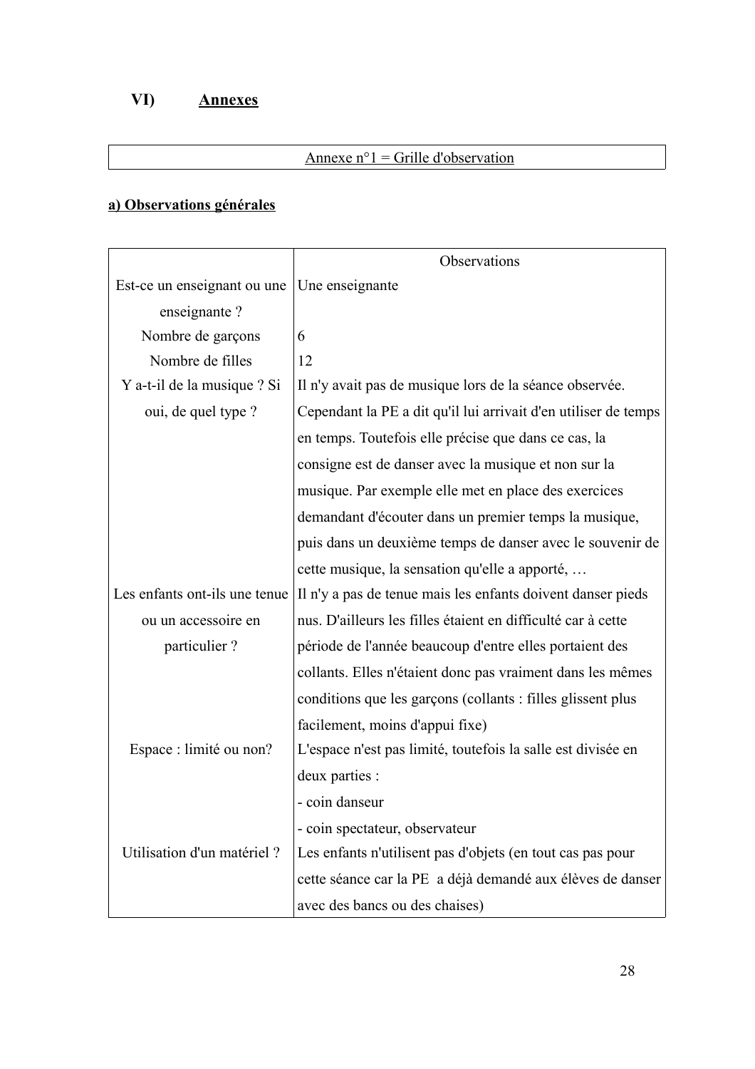## VI) Annexes

| Annexe n°1 = Grille d'observation |
|---|

### a) Observations générales

| | Observations |
|---|---|
| Est-ce un enseignant ou une enseignante ? | Une enseignante |
| Nombre de garçons | 6 |
| Nombre de filles | 12 |
| Y a-t-il de la musique ? Si oui, de quel type ? | Il n'y avait pas de musique lors de la séance observée. Cependant la PE a dit qu'il lui arrivait d'en utiliser de temps en temps. Toutefois elle précise que dans ce cas, la consigne est de danser avec la musique et non sur la musique. Par exemple elle met en place des exercices demandant d'écouter dans un premier temps la musique, puis dans un deuxième temps de danser avec le souvenir de cette musique, la sensation qu'elle a apporté, … |
| Les enfants ont-ils une tenue ou un accessoire en particulier ? | Il n'y a pas de tenue mais les enfants doivent danser pieds nus. D'ailleurs les filles étaient en difficulté car à cette période de l'année beaucoup d'entre elles portaient des collants. Elles n'étaient donc pas vraiment dans les mêmes conditions que les garçons (collants : filles glissent plus facilement, moins d'appui fixe) |
| Espace : limité ou non? | L'espace n'est pas limité, toutefois la salle est divisée en deux parties :<br>- coin danseur<br>- coin spectateur, observateur |
| Utilisation d'un matériel ? | Les enfants n'utilisent pas d'objets (en tout cas pas pour cette séance car la PE a déjà demandé aux élèves de danser avec des bancs ou des chaises) |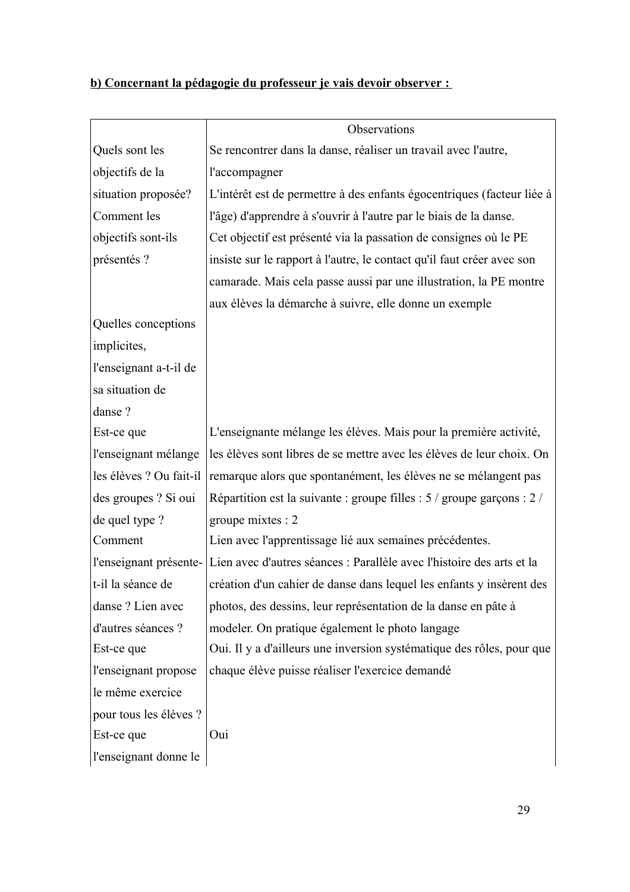**b) Concernant la pédagogie du professeur je vais devoir observer :**

| | Observations |
|---|---|
| Quels sont les objectifs de la situation proposée? Comment les objectifs sont-ils présentés ? | Se rencontrer dans la danse, réaliser un travail avec l'autre, l'accompagner<br>L'intérêt est de permettre à des enfants égocentriques (facteur liée à l'âge) d'apprendre à s'ouvrir à l'autre par le biais de la danse.<br>Cet objectif est présenté via la passation de consignes où le PE insiste sur le rapport à l'autre, le contact qu'il faut créer avec son camarade. Mais cela passe aussi par une illustration, la PE montre aux élèves la démarche à suivre, elle donne un exemple |
| Quelles conceptions implicites, l'enseignant a-t-il de sa situation de danse ? | |
| Est-ce que l'enseignant mélange les élèves ? Ou fait-il des groupes ? Si oui de quel type ? | L'enseignante mélange les élèves. Mais pour la première activité, les élèves sont libres de se mettre avec les élèves de leur choix. On remarque alors que spontanément, les élèves ne se mélangent pas<br>Répartition est la suivante : groupe filles : 5 / groupe garçons : 2 / groupe mixtes : 2 |
| Comment l'enseignant présente-t-il la séance de danse ? Lien avec d'autres séances ? | Lien avec l'apprentissage lié aux semaines précédentes.<br>Lien avec d'autres séances : Parallèle avec l'histoire des arts et la création d'un cahier de danse dans lequel les enfants y insèrent des photos, des dessins, leur représentation de la danse en pâte à modeler. On pratique également le photo langage |
| Est-ce que l'enseignant propose le même exercice pour tous les élèves ? | Oui. Il y a d'ailleurs une inversion systématique des rôles, pour que chaque élève puisse réaliser l'exercice demandé |
| Est-ce que l'enseignant donne le | Oui |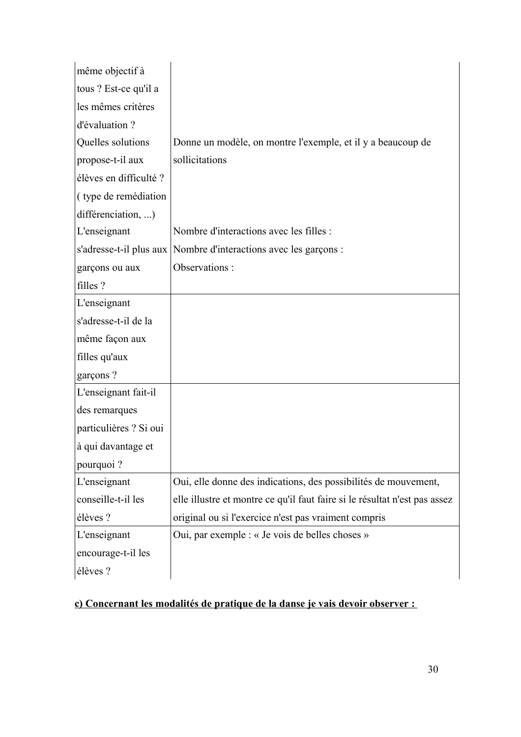| | |
|---|---|
| même objectif à tous ? Est-ce qu'il a les mêmes critères d'évaluation ? | |
| Quelles solutions propose-t-il aux élèves en difficulté ? ( type de remédiation différenciation, ...) | Donne un modèle, on montre l'exemple, et il y a beaucoup de sollicitations |
| L'enseignant s'adresse-t-il plus aux garçons ou aux filles ? | Nombre d'interactions avec les filles :<br>Nombre d'interactions avec les garçons :<br>Observations : |
| L'enseignant s'adresse-t-il de la même façon aux filles qu'aux garçons ? | |
| L'enseignant fait-il des remarques particulières ? Si oui à qui davantage et pourquoi ? | |
| L'enseignant conseille-t-il les élèves ? | Oui, elle donne des indications, des possibilités de mouvement, elle illustre et montre ce qu'il faut faire si le résultat n'est pas assez original ou si l'exercice n'est pas vraiment compris |
| L'enseignant encourage-t-il les élèves ? | Oui, par exemple : « Je vois de belles choses » |

**c) Concernant les modalités de pratique de la danse je vais devoir observer :**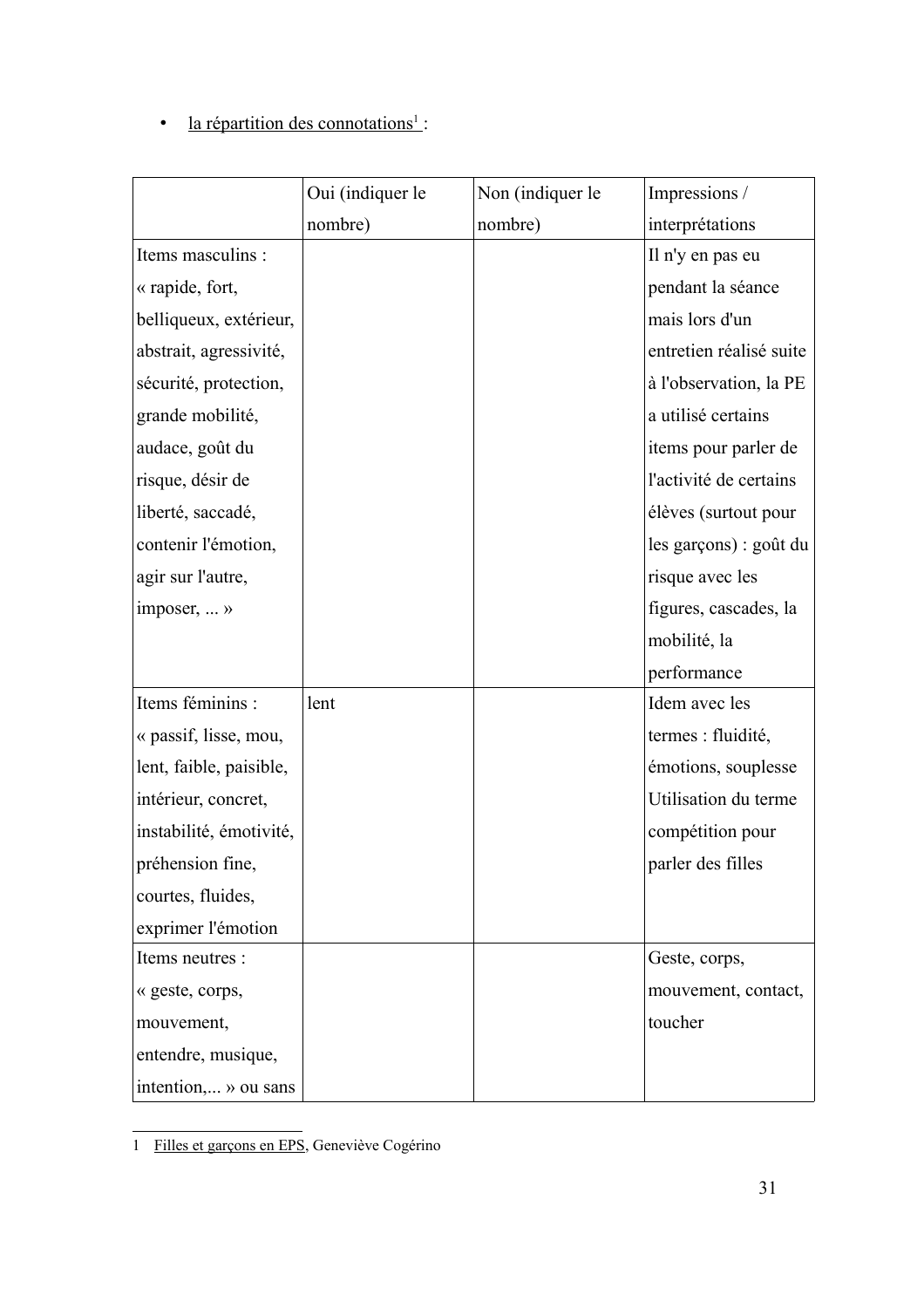- la répartition des connotations[1] :

| | Oui (indiquer le nombre) | Non (indiquer le nombre) | Impressions / interprétations |
|---|---|---|---|
| Items masculins : « rapide, fort, belliqueux, extérieur, abstrait, agressivité, sécurité, protection, grande mobilité, audace, goût du risque, désir de liberté, saccadé, contenir l'émotion, agir sur l'autre, imposer, ... » | | | Il n'y en pas eu pendant la séance mais lors d'un entretien réalisé suite à l'observation, la PE a utilisé certains items pour parler de l'activité de certains élèves (surtout pour les garçons) : goût du risque avec les figures, cascades, la mobilité, la performance |
| Items féminins : « passif, lisse, mou, lent, faible, paisible, intérieur, concret, instabilité, émotivité, préhension fine, courtes, fluides, exprimer l'émotion | lent | | Idem avec les termes : fluidité, émotions, souplesse Utilisation du terme compétition pour parler des filles |
| Items neutres : « geste, corps, mouvement, entendre, musique, intention,... » ou sans | | | Geste, corps, mouvement, contact, toucher |

1 Filles et garçons en EPS, Geneviève Cogérino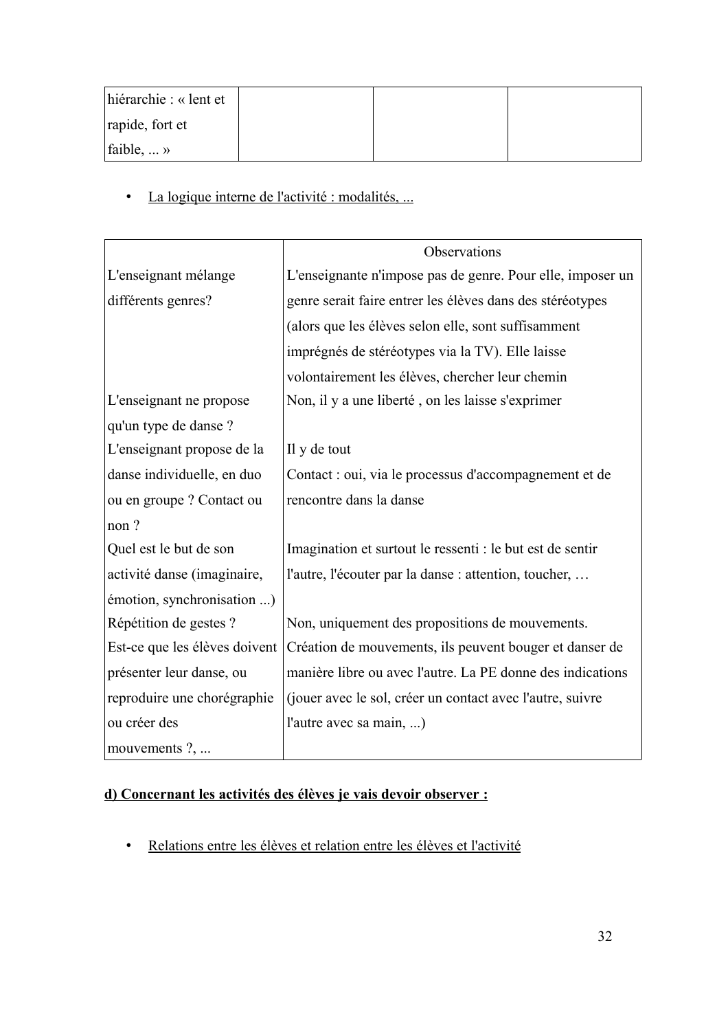| hiérarchie : « lent et rapide, fort et faible, ... » | | | |
|---|---|---|---|

- La logique interne de l'activité : modalités, ...

| | Observations |
|---|---|
| L'enseignant mélange différents genres? | L'enseignante n'impose pas de genre. Pour elle, imposer un genre serait faire entrer les élèves dans des stéréotypes (alors que les élèves selon elle, sont suffisamment imprégnés de stéréotypes via la TV). Elle laisse volontairement les élèves, chercher leur chemin |
| L'enseignant ne propose qu'un type de danse ? | Non, il y a une liberté , on les laisse s'exprimer |
| L'enseignant propose de la danse individuelle, en duo ou en groupe ? Contact ou non ? | Il y de tout<br>Contact : oui, via le processus d'accompagnement et de rencontre dans la danse |
| Quel est le but de son activité danse (imaginaire, émotion, synchronisation ...) | Imagination et surtout le ressenti : le but est de sentir l'autre, l'écouter par la danse : attention, toucher, … |
| Répétition de gestes ? Est-ce que les élèves doivent présenter leur danse, ou reproduire une chorégraphie ou créer des mouvements ?, ... | Non, uniquement des propositions de mouvements. Création de mouvements, ils peuvent bouger et danser de manière libre ou avec l'autre. La PE donne des indications (jouer avec le sol, créer un contact avec l'autre, suivre l'autre avec sa main, ...) |

**d) Concernant les activités des élèves je vais devoir observer :**

- Relations entre les élèves et relation entre les élèves et l'activité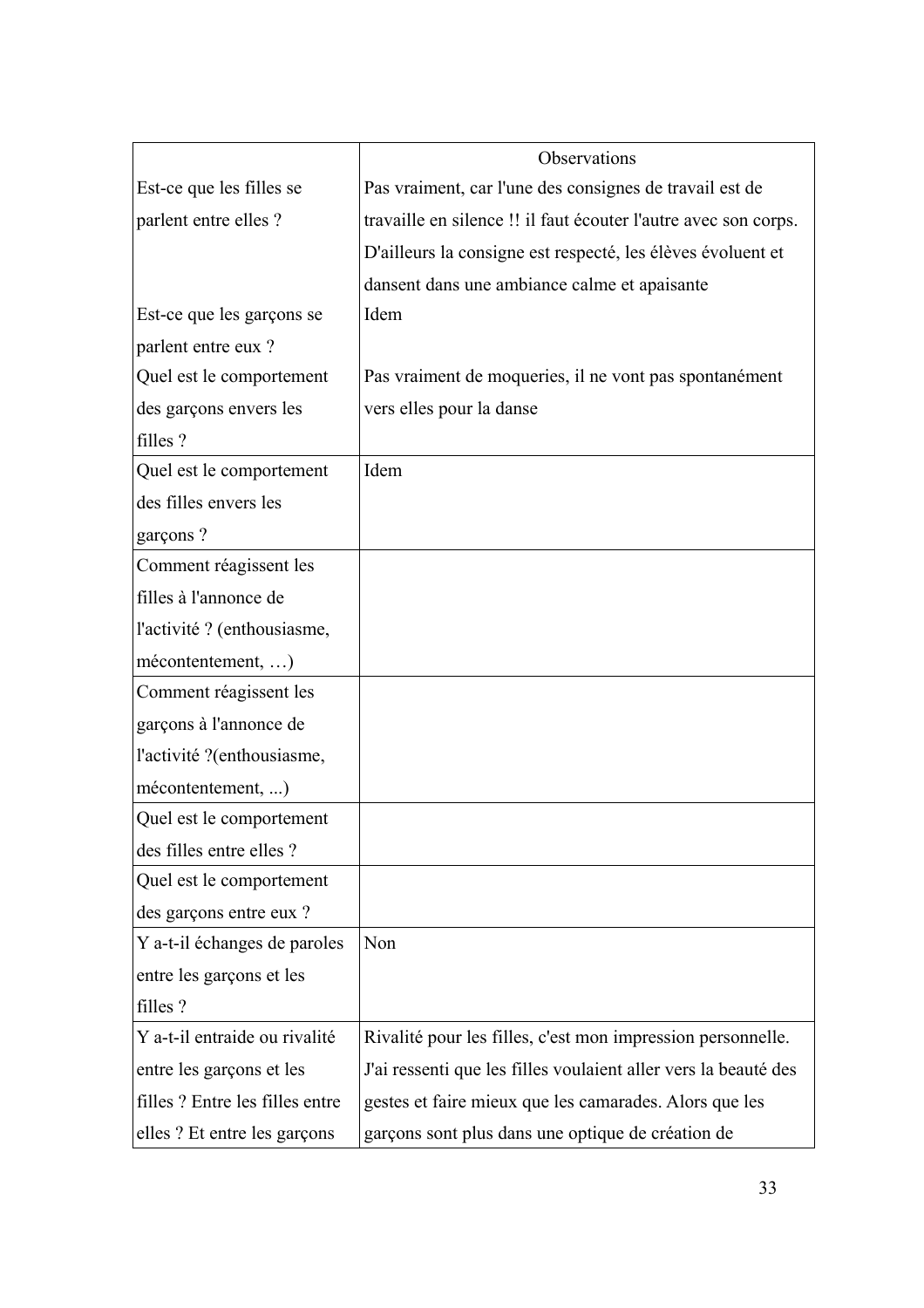| | Observations |
|---|---|
| Est-ce que les filles se parlent entre elles ? | Pas vraiment, car l'une des consignes de travail est de travaille en silence !! il faut écouter l'autre avec son corps. D'ailleurs la consigne est respecté, les élèves évoluent et dansent dans une ambiance calme et apaisante |
| Est-ce que les garçons se parlent entre eux ? | Idem |
| Quel est le comportement des garçons envers les filles ? | Pas vraiment de moqueries, il ne vont pas spontanément vers elles pour la danse |
| Quel est le comportement des filles envers les garçons ? | Idem |
| Comment réagissent les filles à l'annonce de l'activité ? (enthousiasme, mécontentement, …) | |
| Comment réagissent les garçons à l'annonce de l'activité ?(enthousiasme, mécontentement, ...) | |
| Quel est le comportement des filles entre elles ? | |
| Quel est le comportement des garçons entre eux ? | |
| Y a-t-il échanges de paroles entre les garçons et les filles ? | Non |
| Y a-t-il entraide ou rivalité entre les garçons et les filles ? Entre les filles entre elles ? Et entre les garçons | Rivalité pour les filles, c'est mon impression personnelle. J'ai ressenti que les filles voulaient aller vers la beauté des gestes et faire mieux que les camarades. Alors que les garçons sont plus dans une optique de création de |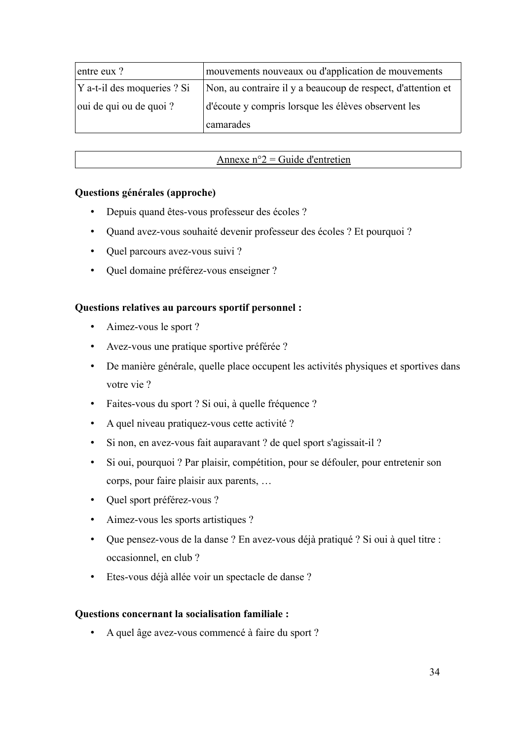| | |
|---|---|
| entre eux ? | mouvements nouveaux ou d'application de mouvements |
| Y a-t-il des moqueries ? Si oui de qui ou de quoi ? | Non, au contraire il y a beaucoup de respect, d'attention et d'écoute y compris lorsque les élèves observent les camarades |

## Annexe n°2 = Guide d'entretien

**Questions générales (approche)**

- Depuis quand êtes-vous professeur des écoles ?
- Quand avez-vous souhaité devenir professeur des écoles ? Et pourquoi ?
- Quel parcours avez-vous suivi ?
- Quel domaine préférez-vous enseigner ?

**Questions relatives au parcours sportif personnel :**

- Aimez-vous le sport ?
- Avez-vous une pratique sportive préférée ?
- De manière générale, quelle place occupent les activités physiques et sportives dans votre vie ?
- Faites-vous du sport ? Si oui, à quelle fréquence ?
- A quel niveau pratiquez-vous cette activité ?
- Si non, en avez-vous fait auparavant ? de quel sport s'agissait-il ?
- Si oui, pourquoi ? Par plaisir, compétition, pour se défouler, pour entretenir son corps, pour faire plaisir aux parents, …
- Quel sport préférez-vous ?
- Aimez-vous les sports artistiques ?
- Que pensez-vous de la danse ? En avez-vous déjà pratiqué ? Si oui à quel titre : occasionnel, en club ?
- Etes-vous déjà allée voir un spectacle de danse ?

**Questions concernant la socialisation familiale :**

- A quel âge avez-vous commencé à faire du sport ?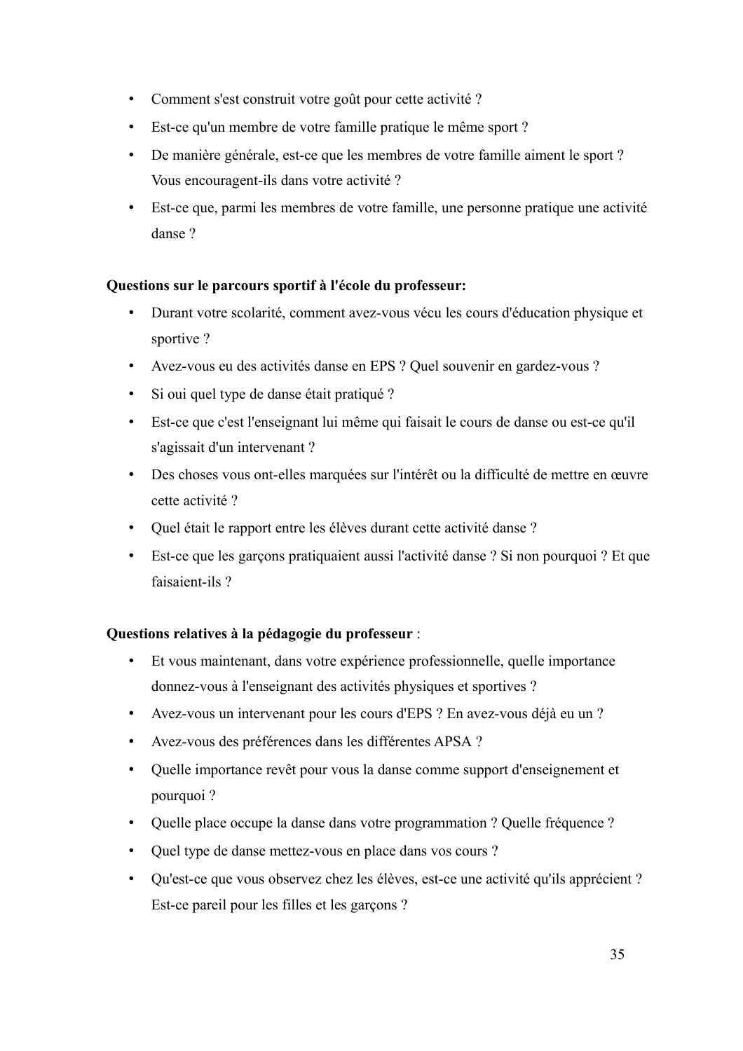- Comment s'est construit votre goût pour cette activité ?
- Est-ce qu'un membre de votre famille pratique le même sport ?
- De manière générale, est-ce que les membres de votre famille aiment le sport ? Vous encouragent-ils dans votre activité ?
- Est-ce que, parmi les membres de votre famille, une personne pratique une activité danse ?

**Questions sur le parcours sportif à l'école du professeur:**

- Durant votre scolarité, comment avez-vous vécu les cours d'éducation physique et sportive ?
- Avez-vous eu des activités danse en EPS ? Quel souvenir en gardez-vous ?
- Si oui quel type de danse était pratiqué ?
- Est-ce que c'est l'enseignant lui même qui faisait le cours de danse ou est-ce qu'il s'agissait d'un intervenant ?
- Des choses vous ont-elles marquées sur l'intérêt ou la difficulté de mettre en œuvre cette activité ?
- Quel était le rapport entre les élèves durant cette activité danse ?
- Est-ce que les garçons pratiquaient aussi l'activité danse ? Si non pourquoi ? Et que faisaient-ils ?

**Questions relatives à la pédagogie du professeur** :

- Et vous maintenant, dans votre expérience professionnelle, quelle importance donnez-vous à l'enseignant des activités physiques et sportives ?
- Avez-vous un intervenant pour les cours d'EPS ? En avez-vous déjà eu un ?
- Avez-vous des préférences dans les différentes APSA ?
- Quelle importance revêt pour vous la danse comme support d'enseignement et pourquoi ?
- Quelle place occupe la danse dans votre programmation ? Quelle fréquence ?
- Quel type de danse mettez-vous en place dans vos cours ?
- Qu'est-ce que vous observez chez les élèves, est-ce une activité qu'ils apprécient ? Est-ce pareil pour les filles et les garçons ?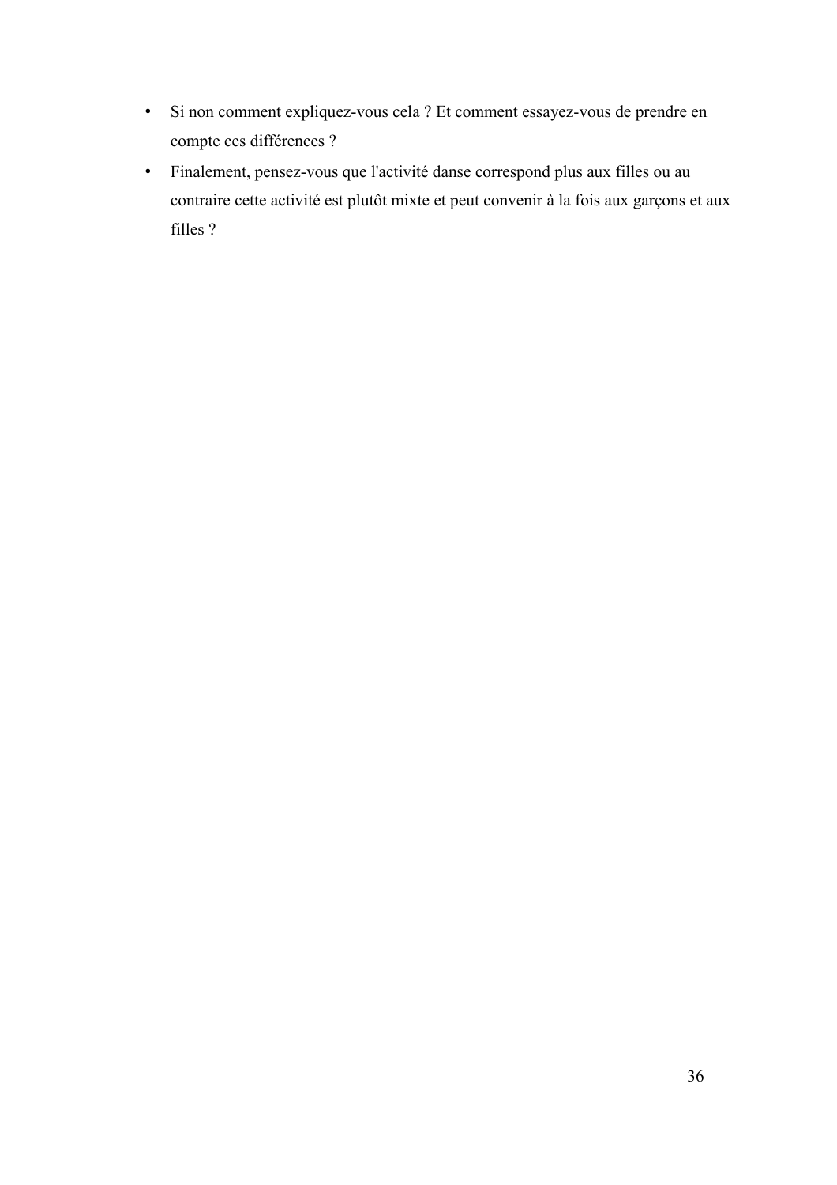- Si non comment expliquez-vous cela ? Et comment essayez-vous de prendre en compte ces différences ?
- Finalement, pensez-vous que l'activité danse correspond plus aux filles ou au contraire cette activité est plutôt mixte et peut convenir à la fois aux garçons et aux filles ?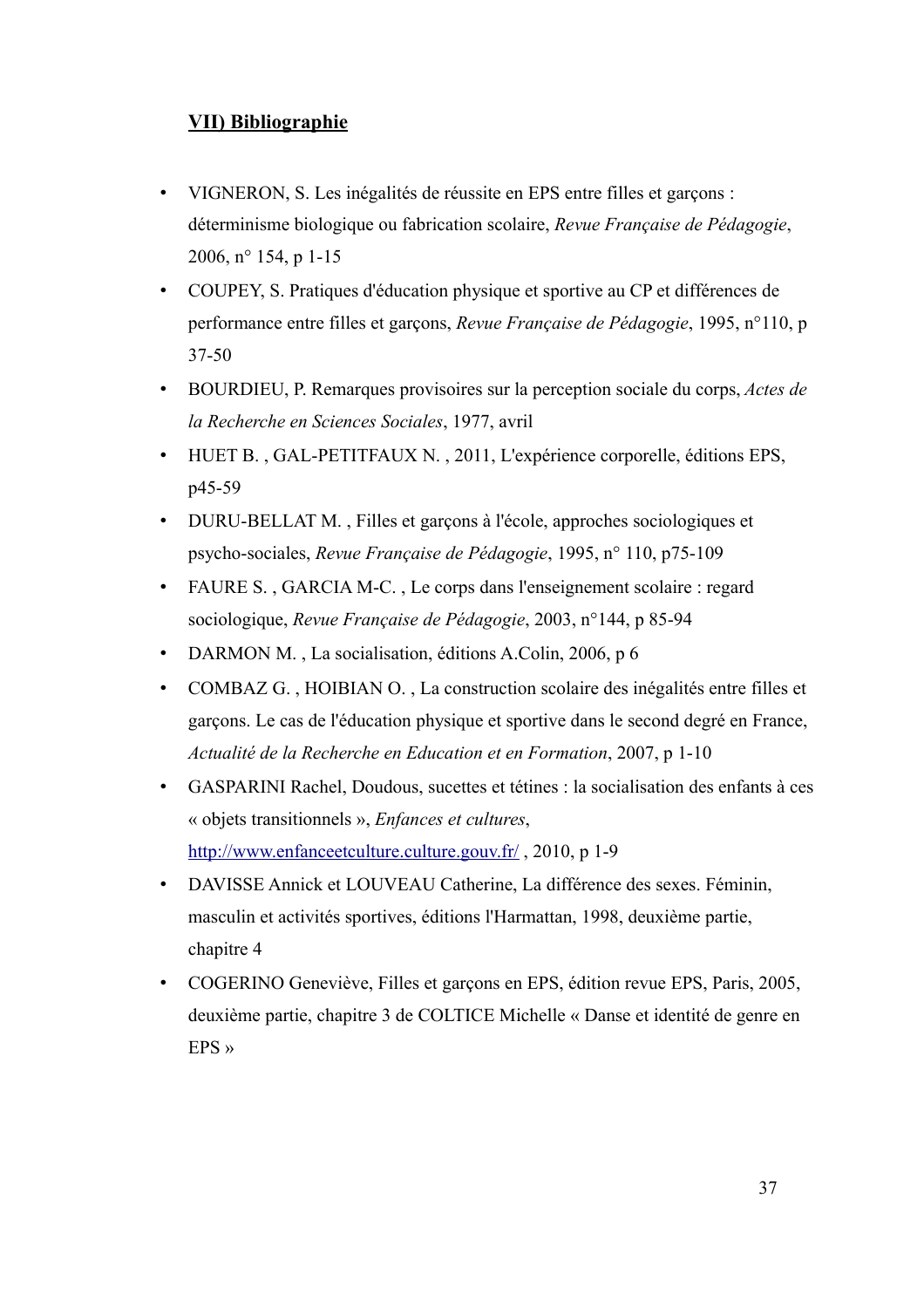## **VII) Bibliographie**

- VIGNERON, S. Les inégalités de réussite en EPS entre filles et garçons : déterminisme biologique ou fabrication scolaire, *Revue Française de Pédagogie*, 2006, n° 154, p 1-15
- COUPEY, S. Pratiques d'éducation physique et sportive au CP et différences de performance entre filles et garçons, *Revue Française de Pédagogie*, 1995, n°110, p 37-50
- BOURDIEU, P. Remarques provisoires sur la perception sociale du corps, *Actes de la Recherche en Sciences Sociales*, 1977, avril
- HUET B. , GAL-PETITFAUX N. , 2011, L'expérience corporelle, éditions EPS, p45-59
- DURU-BELLAT M. , Filles et garçons à l'école, approches sociologiques et psycho-sociales, *Revue Française de Pédagogie*, 1995, n° 110, p75-109
- FAURE S. , GARCIA M-C. , Le corps dans l'enseignement scolaire : regard sociologique, *Revue Française de Pédagogie*, 2003, n°144, p 85-94
- DARMON M. , La socialisation, éditions A.Colin, 2006, p 6
- COMBAZ G. , HOIBIAN O. , La construction scolaire des inégalités entre filles et garçons. Le cas de l'éducation physique et sportive dans le second degré en France, *Actualité de la Recherche en Education et en Formation*, 2007, p 1-10
- GASPARINI Rachel, Doudous, sucettes et tétines : la socialisation des enfants à ces « objets transitionnels », *Enfances et cultures*, http://www.enfanceetculture.culture.gouv.fr/ , 2010, p 1-9
- DAVISSE Annick et LOUVEAU Catherine, La différence des sexes. Féminin, masculin et activités sportives, éditions l'Harmattan, 1998, deuxième partie, chapitre 4
- COGERINO Geneviève, Filles et garçons en EPS, édition revue EPS, Paris, 2005, deuxième partie, chapitre 3 de COLTICE Michelle « Danse et identité de genre en EPS »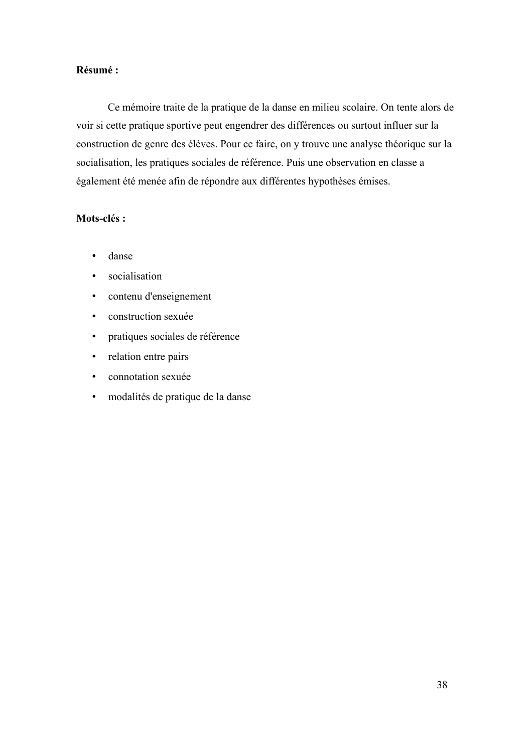**Résumé :**

Ce mémoire traite de la pratique de la danse en milieu scolaire. On tente alors de voir si cette pratique sportive peut engendrer des différences ou surtout influer sur la construction de genre des élèves. Pour ce faire, on y trouve une analyse théorique sur la socialisation, les pratiques sociales de référence. Puis une observation en classe a également été menée afin de répondre aux différentes hypothèses émises.

**Mots-clés :**

- danse
- socialisation
- contenu d'enseignement
- construction sexuée
- pratiques sociales de référence
- relation entre pairs
- connotation sexuée
- modalités de pratique de la danse